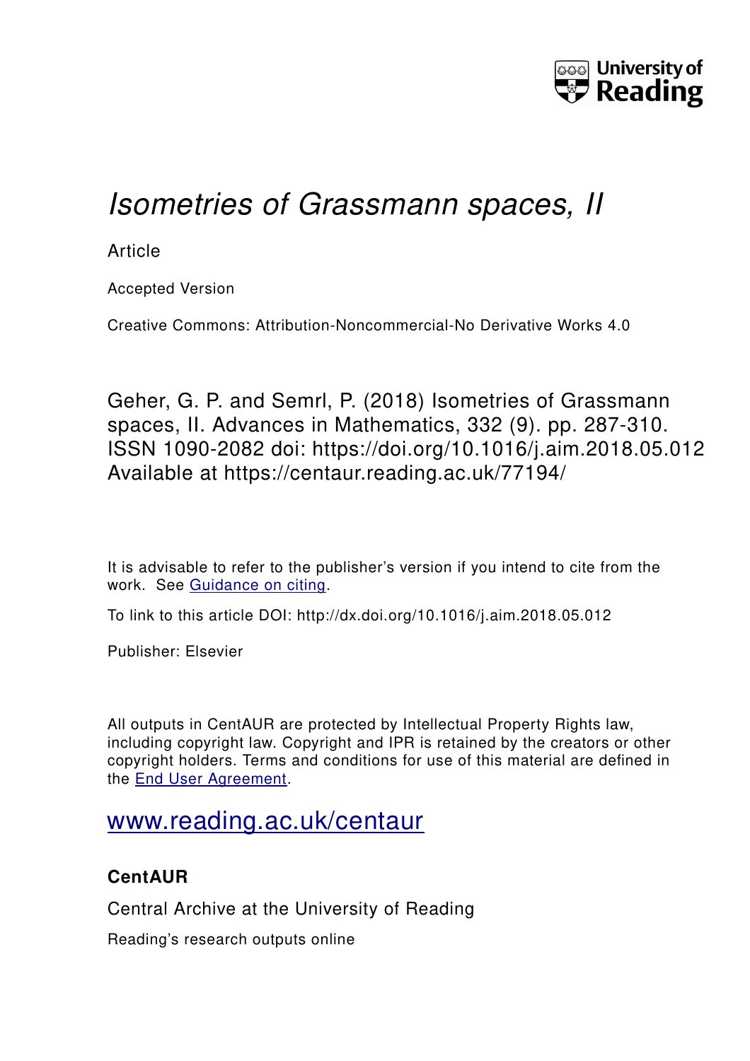# *Isometries of Grassmann spaces, II*

Article

Accepted Version

Creative Commons: Attribution-Noncommercial-No Derivative Works 4.0

Geher, G. P. and Semrl, P. (2018) Isometries of Grassmann spaces, II. Advances in Mathematics, 332 (9). pp. 287-310. ISSN 1090-2082 doi: https://doi.org/10.1016/j.aim.2018.05.012 Available at https://centaur.reading.ac.uk/77194/

It is advisable to refer to the publisher's version if you intend to cite from the work. See [Guidance on citing](#).

To link to this article DOI: http://dx.doi.org/10.1016/j.aim.2018.05.012

Publisher: Elsevier

All outputs in CentAUR are protected by Intellectual Property Rights law, including copyright law. Copyright and IPR is retained by the creators or other copyright holders. Terms and conditions for use of this material are defined in the [End User Agreement](#).

[www.reading.ac.uk/centaur](www.reading.ac.uk/centaur)

## CentAUR

Central Archive at the University of Reading

Reading's research outputs online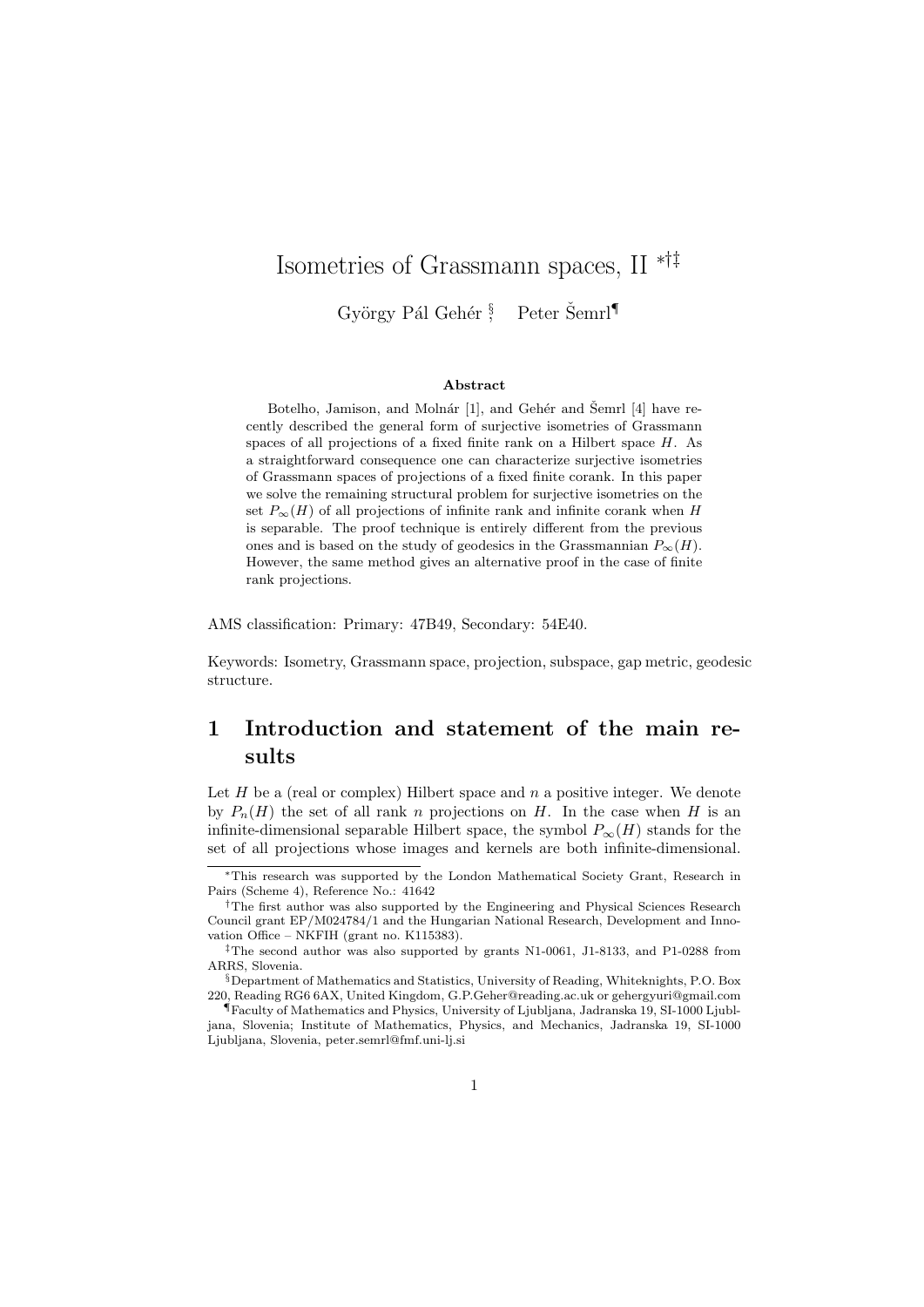# Isometries of Grassmann spaces, II [*†‡]

György Pál Gehér [§], Peter Šemrl[¶]

**Abstract**

Botelho, Jamison, and Molnár [1], and Gehér and Šemrl [4] have recently described the general form of surjective isometries of Grassmann spaces of all projections of a fixed finite rank on a Hilbert space $H$. As a straightforward consequence one can characterize surjective isometries of Grassmann spaces of projections of a fixed finite corank. In this paper we solve the remaining structural problem for surjective isometries on the set $P_\infty(H)$ of all projections of infinite rank and infinite corank when $H$ is separable. The proof technique is entirely different from the previous ones and is based on the study of geodesics in the Grassmannian $P_\infty(H)$. However, the same method gives an alternative proof in the case of finite rank projections.

AMS classification: Primary: 47B49, Secondary: 54E40.

Keywords: Isometry, Grassmann space, projection, subspace, gap metric, geodesic structure.

## 1 Introduction and statement of the main results

Let $H$ be a (real or complex) Hilbert space and $n$ a positive integer. We denote by $P_n(H)$ the set of all rank $n$ projections on $H$. In the case when $H$ is an infinite-dimensional separable Hilbert space, the symbol $P_\infty(H)$ stands for the set of all projections whose images and kernels are both infinite-dimensional.

---

[*] This research was supported by the London Mathematical Society Grant, Research in Pairs (Scheme 4), Reference No.: 41642

[†] The first author was also supported by the Engineering and Physical Sciences Research Council grant EP/M024784/1 and the Hungarian National Research, Development and Innovation Office – NKFIH (grant no. K115383).

[‡] The second author was also supported by grants N1-0061, J1-8133, and P1-0288 from ARRS, Slovenia.

[§] Department of Mathematics and Statistics, University of Reading, Whiteknights, P.O. Box 220, Reading RG6 6AX, United Kingdom, G.P.Geher@reading.ac.uk or gehergyuri@gmail.com

[¶] Faculty of Mathematics and Physics, University of Ljubljana, Jadranska 19, SI-1000 Ljubljana, Slovenia; Institute of Mathematics, Physics, and Mechanics, Jadranska 19, SI-1000 Ljubljana, Slovenia, peter.semrl@fmf.uni-lj.si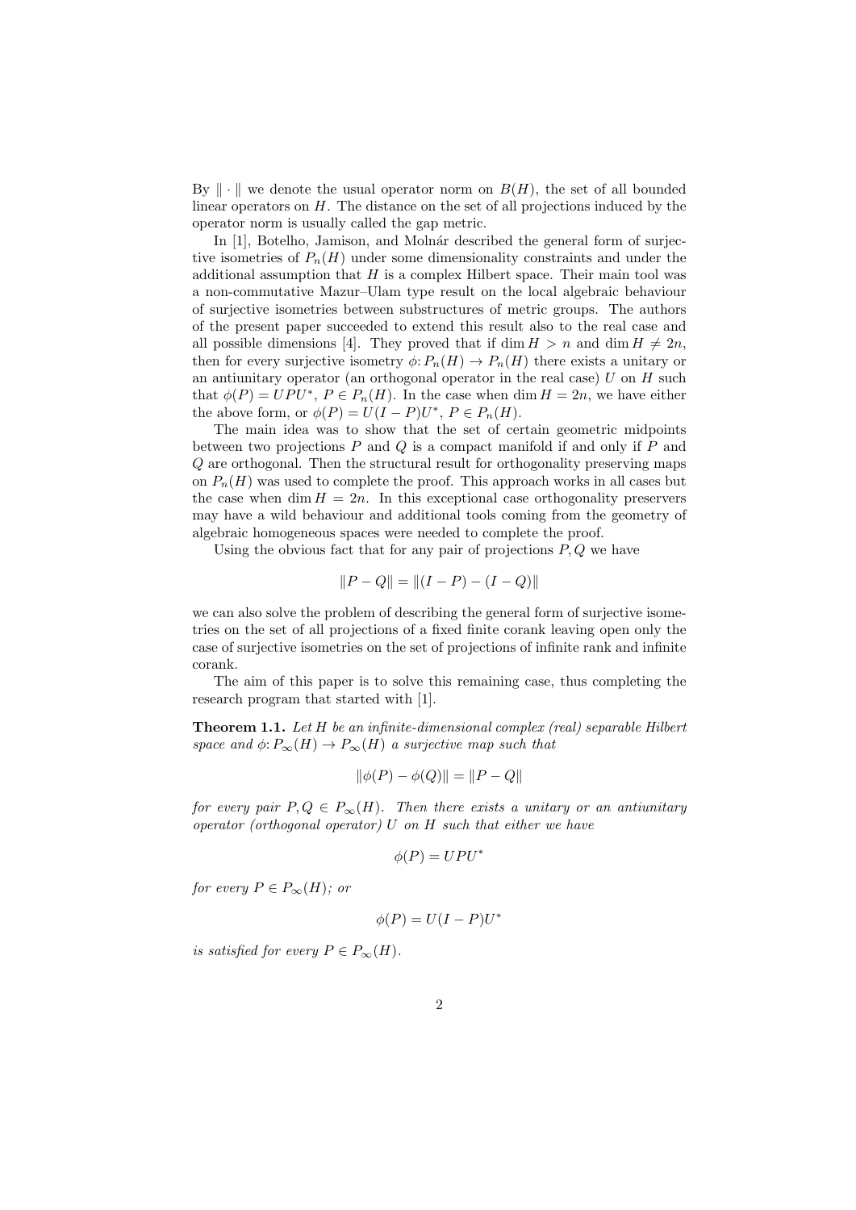By $\| \cdot \|$ we denote the usual operator norm on $B(H)$, the set of all bounded linear operators on $H$. The distance on the set of all projections induced by the operator norm is usually called the gap metric.

In [1], Botelho, Jamison, and Molnár described the general form of surjective isometries of $P_n(H)$ under some dimensionality constraints and under the additional assumption that $H$ is a complex Hilbert space. Their main tool was a non-commutative Mazur–Ulam type result on the local algebraic behaviour of surjective isometries between substructures of metric groups. The authors of the present paper succeeded to extend this result also to the real case and all possible dimensions [4]. They proved that if $\dim H > n$ and $\dim H \neq 2n$, then for every surjective isometry $\phi \colon P_n(H) \to P_n(H)$ there exists a unitary or an antiunitary operator (an orthogonal operator in the real case) $U$ on $H$ such that $\phi(P) = UPU^*$, $P \in P_n(H)$. In the case when $\dim H = 2n$, we have either the above form, or $\phi(P) = U(I-P)U^*$, $P \in P_n(H)$.

The main idea was to show that the set of certain geometric midpoints between two projections $P$ and $Q$ is a compact manifold if and only if $P$ and $Q$ are orthogonal. Then the structural result for orthogonality preserving maps on $P_n(H)$ was used to complete the proof. This approach works in all cases but the case when $\dim H = 2n$. In this exceptional case orthogonality preservers may have a wild behaviour and additional tools coming from the geometry of algebraic homogeneous spaces were needed to complete the proof.

Using the obvious fact that for any pair of projections $P, Q$ we have

$$\|P - Q\| = \|(I-P) - (I-Q)\|$$

we can also solve the problem of describing the general form of surjective isometries on the set of all projections of a fixed finite corank leaving open only the case of surjective isometries on the set of projections of infinite rank and infinite corank.

The aim of this paper is to solve this remaining case, thus completing the research program that started with [1].

**Theorem 1.1.** *Let $H$ be an infinite-dimensional complex (real) separable Hilbert space and $\phi \colon P_\infty(H) \to P_\infty(H)$ a surjective map such that*

$$\|\phi(P) - \phi(Q)\| = \|P - Q\|$$

*for every pair $P, Q \in P_\infty(H)$. Then there exists a unitary or an antiunitary operator (orthogonal operator) $U$ on $H$ such that either we have*

$$\phi(P) = UPU^*$$

*for every $P \in P_\infty(H)$; or*

$$\phi(P) = U(I-P)U^*$$

*is satisfied for every $P \in P_\infty(H)$.*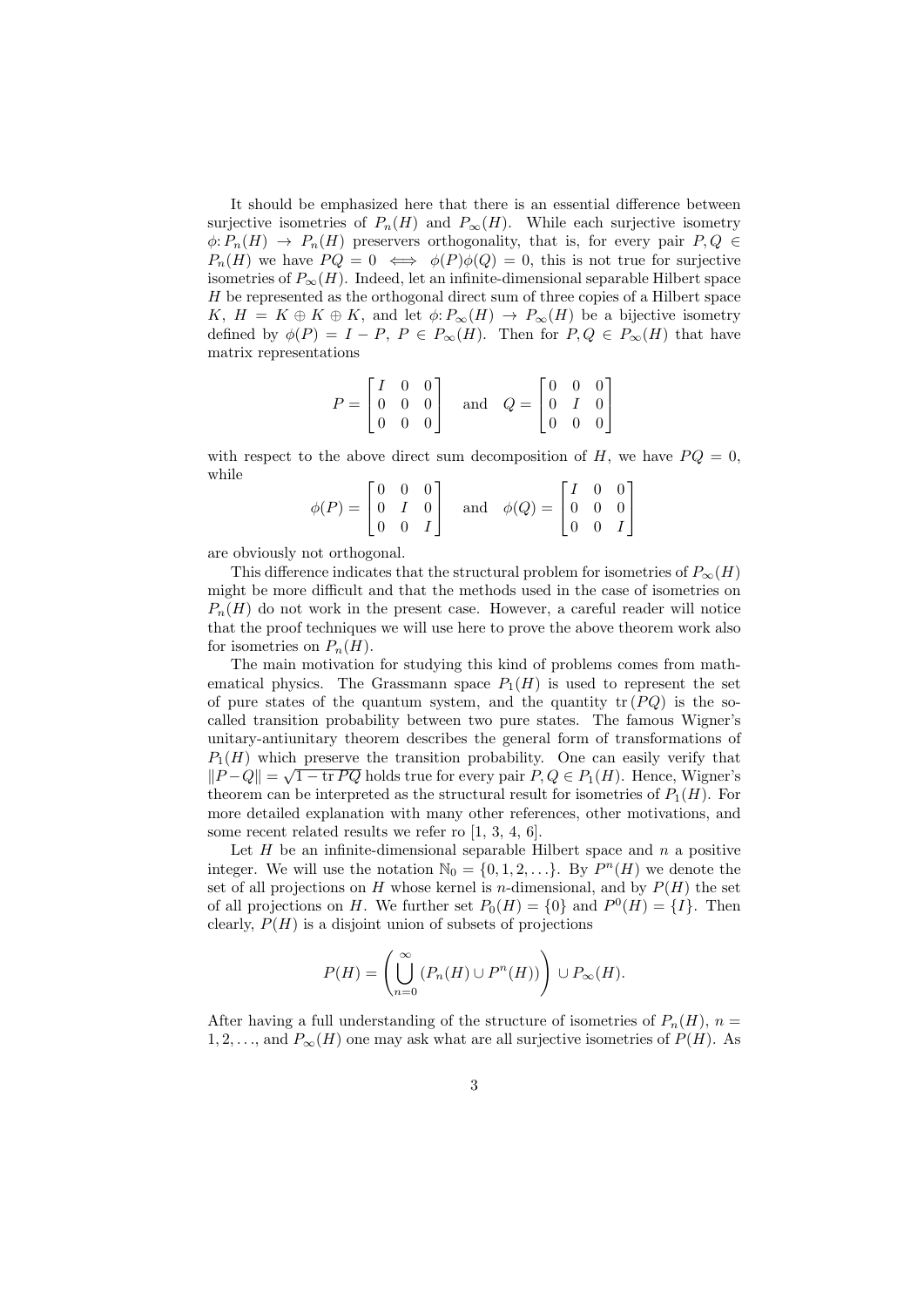It should be emphasized here that there is an essential difference between surjective isometries of $P_n(H)$ and $P_\infty(H)$. While each surjective isometry $\phi\colon P_n(H) \to P_n(H)$ preservers orthogonality, that is, for every pair $P, Q \in P_n(H)$ we have $PQ = 0 \iff \phi(P)\phi(Q) = 0$, this is not true for surjective isometries of $P_\infty(H)$. Indeed, let an infinite-dimensional separable Hilbert space $H$ be represented as the orthogonal direct sum of three copies of a Hilbert space $K$, $H = K \oplus K \oplus K$, and let $\phi\colon P_\infty(H) \to P_\infty(H)$ be a bijective isometry defined by $\phi(P) = I - P$, $P \in P_\infty(H)$. Then for $P, Q \in P_\infty(H)$ that have matrix representations

$$P = \begin{bmatrix} I & 0 & 0 \\ 0 & 0 & 0 \\ 0 & 0 & 0 \end{bmatrix} \quad \text{and} \quad Q = \begin{bmatrix} 0 & 0 & 0 \\ 0 & I & 0 \\ 0 & 0 & 0 \end{bmatrix}$$

with respect to the above direct sum decomposition of $H$, we have $PQ = 0$, while

$$\phi(P) = \begin{bmatrix} 0 & 0 & 0 \\ 0 & I & 0 \\ 0 & 0 & I \end{bmatrix} \quad \text{and} \quad \phi(Q) = \begin{bmatrix} I & 0 & 0 \\ 0 & 0 & 0 \\ 0 & 0 & I \end{bmatrix}$$

are obviously not orthogonal.

This difference indicates that the structural problem for isometries of $P_\infty(H)$ might be more difficult and that the methods used in the case of isometries on $P_n(H)$ do not work in the present case. However, a careful reader will notice that the proof techniques we will use here to prove the above theorem work also for isometries on $P_n(H)$.

The main motivation for studying this kind of problems comes from mathematical physics. The Grassmann space $P_1(H)$ is used to represent the set of pure states of the quantum system, and the quantity $\operatorname{tr}(PQ)$ is the so-called transition probability between two pure states. The famous Wigner's unitary-antiunitary theorem describes the general form of transformations of $P_1(H)$ which preserve the transition probability. One can easily verify that $\|P - Q\| = \sqrt{1 - \operatorname{tr} PQ}$ holds true for every pair $P, Q \in P_1(H)$. Hence, Wigner's theorem can be interpreted as the structural result for isometries of $P_1(H)$. For more detailed explanation with many other references, other motivations, and some recent related results we refer ro [1, 3, 4, 6].

Let $H$ be an infinite-dimensional separable Hilbert space and $n$ a positive integer. We will use the notation $\mathbb{N}_0 = \{0, 1, 2, \ldots\}$. By $P^n(H)$ we denote the set of all projections on $H$ whose kernel is $n$-dimensional, and by $P(H)$ the set of all projections on $H$. We further set $P_0(H) = \{0\}$ and $P^0(H) = \{I\}$. Then clearly, $P(H)$ is a disjoint union of subsets of projections

$$P(H) = \left( \bigcup_{n=0}^{\infty} (P_n(H) \cup P^n(H)) \right) \cup P_\infty(H).$$

After having a full understanding of the structure of isometries of $P_n(H)$, $n = 1, 2, \ldots$, and $P_\infty(H)$ one may ask what are all surjective isometries of $P(H)$. As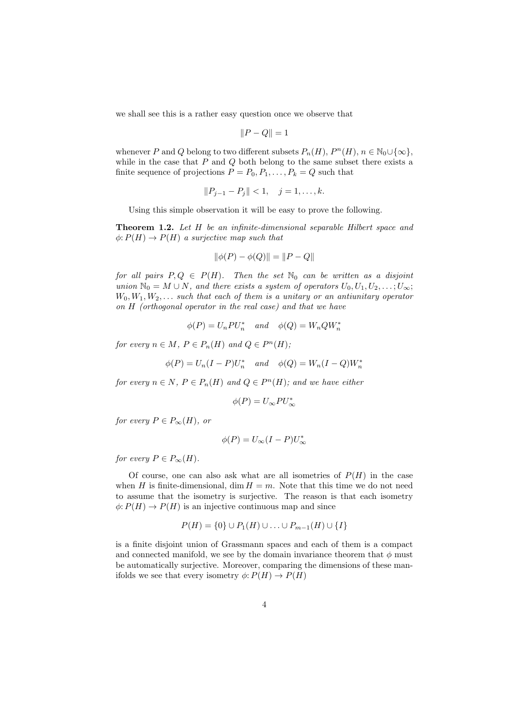we shall see this is a rather easy question once we observe that

$$\|P - Q\| = 1$$

whenever $P$ and $Q$ belong to two different subsets $P_n(H)$, $P^n(H)$, $n \in \mathbb{N}_0 \cup \{\infty\}$, while in the case that $P$ and $Q$ both belong to the same subset there exists a finite sequence of projections $P = P_0, P_1, \ldots, P_k = Q$ such that

$$\|P_{j-1} - P_j\| < 1, \quad j = 1, \ldots, k.$$

Using this simple observation it will be easy to prove the following.

**Theorem 1.2.** *Let $H$ be an infinite-dimensional separable Hilbert space and $\phi\colon P(H) \to P(H)$ a surjective map such that*

$$\|\phi(P) - \phi(Q)\| = \|P - Q\|$$

*for all pairs $P, Q \in P(H)$. Then the set $\mathbb{N}_0$ can be written as a disjoint union $\mathbb{N}_0 = M \cup N$, and there exists a system of operators $U_0, U_1, U_2, \ldots; U_\infty$; $W_0, W_1, W_2, \ldots$ such that each of them is a unitary or an antiunitary operator on $H$ (orthogonal operator in the real case) and that we have*

$$\phi(P) = U_n P U_n^* \quad \text{and} \quad \phi(Q) = W_n Q W_n^*$$

*for every $n \in M$, $P \in P_n(H)$ and $Q \in P^n(H)$;*

$$\phi(P) = U_n (I - P) U_n^* \quad \text{and} \quad \phi(Q) = W_n (I - Q) W_n^*$$

*for every $n \in N$, $P \in P_n(H)$ and $Q \in P^n(H)$; and we have either*

$$\phi(P) = U_\infty P U_\infty^*$$

*for every $P \in P_\infty(H)$, or*

$$\phi(P) = U_\infty (I - P) U_\infty^*$$

*for every $P \in P_\infty(H)$.*

Of course, one can also ask what are all isometries of $P(H)$ in the case when $H$ is finite-dimensional, $\dim H = m$. Note that this time we do not need to assume that the isometry is surjective. The reason is that each isometry $\phi\colon P(H) \to P(H)$ is an injective continuous map and since

$$P(H) = \{0\} \cup P_1(H) \cup \ldots \cup P_{m-1}(H) \cup \{I\}$$

is a finite disjoint union of Grassmann spaces and each of them is a compact and connected manifold, we see by the domain invariance theorem that $\phi$ must be automatically surjective. Moreover, comparing the dimensions of these manifolds we see that every isometry $\phi\colon P(H) \to P(H)$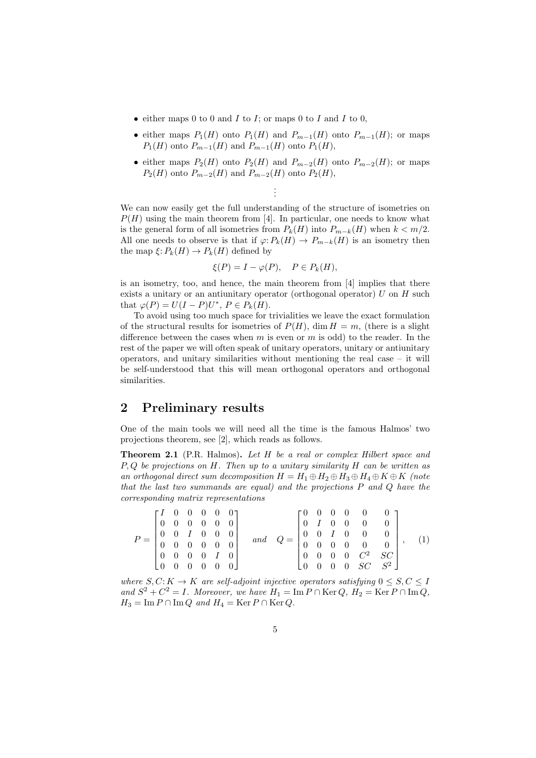- either maps 0 to 0 and $I$ to $I$; or maps 0 to $I$ and $I$ to 0,
- either maps $P_1(H)$ onto $P_1(H)$ and $P_{m-1}(H)$ onto $P_{m-1}(H)$; or maps $P_1(H)$ onto $P_{m-1}(H)$ and $P_{m-1}(H)$ onto $P_1(H)$,
- either maps $P_2(H)$ onto $P_2(H)$ and $P_{m-2}(H)$ onto $P_{m-2}(H)$; or maps $P_2(H)$ onto $P_{m-2}(H)$ and $P_{m-2}(H)$ onto $P_2(H)$,

$$\vdots$$

We can now easily get the full understanding of the structure of isometries on $P(H)$ using the main theorem from [4]. In particular, one needs to know what is the general form of all isometries from $P_k(H)$ into $P_{m-k}(H)$ when $k < m/2$. All one needs to observe is that if $\varphi\colon P_k(H) \to P_{m-k}(H)$ is an isometry then the map $\xi\colon P_k(H) \to P_k(H)$ defined by

$$\xi(P) = I - \varphi(P), \quad P \in P_k(H),$$

is an isometry, too, and hence, the main theorem from [4] implies that there exists a unitary or an antiunitary operator (orthogonal operator) $U$ on $H$ such that $\varphi(P) = U(I-P)U^*$, $P \in P_k(H)$.

To avoid using too much space for trivialities we leave the exact formulation of the structural results for isometries of $P(H)$, $\dim H = m$, (there is a slight difference between the cases when $m$ is even or $m$ is odd) to the reader. In the rest of the paper we will often speak of unitary operators, unitary or antiunitary operators, and unitary similarities without mentioning the real case – it will be self-understood that this will mean orthogonal operators and orthogonal similarities.

## 2 Preliminary results

One of the main tools we will need all the time is the famous Halmos' two projections theorem, see [2], which reads as follows.

**Theorem 2.1** (P.R. Halmos)**.** *Let $H$ be a real or complex Hilbert space and $P, Q$ be projections on $H$. Then up to a unitary similarity $H$ can be written as an orthogonal direct sum decomposition $H = H_1 \oplus H_2 \oplus H_3 \oplus H_4 \oplus K \oplus K$ (note that the last two summands are equal) and the projections $P$ and $Q$ have the corresponding matrix representations*

$$P = \begin{bmatrix} I & 0 & 0 & 0 & 0 & 0 \\ 0 & 0 & 0 & 0 & 0 & 0 \\ 0 & 0 & I & 0 & 0 & 0 \\ 0 & 0 & 0 & 0 & 0 & 0 \\ 0 & 0 & 0 & 0 & I & 0 \\ 0 & 0 & 0 & 0 & 0 & 0 \end{bmatrix} \quad \text{and} \quad Q = \begin{bmatrix} 0 & 0 & 0 & 0 & 0 & 0 \\ 0 & I & 0 & 0 & 0 & 0 \\ 0 & 0 & I & 0 & 0 & 0 \\ 0 & 0 & 0 & 0 & 0 & 0 \\ 0 & 0 & 0 & 0 & C^2 & SC \\ 0 & 0 & 0 & 0 & SC & S^2 \end{bmatrix}, \qquad (1)$$

*where $S, C\colon K \to K$ are self-adjoint injective operators satisfying $0 \le S, C \le I$ and $S^2 + C^2 = I$. Moreover, we have $H_1 = \operatorname{Im} P \cap \operatorname{Ker} Q$, $H_2 = \operatorname{Ker} P \cap \operatorname{Im} Q$, $H_3 = \operatorname{Im} P \cap \operatorname{Im} Q$ and $H_4 = \operatorname{Ker} P \cap \operatorname{Ker} Q$.*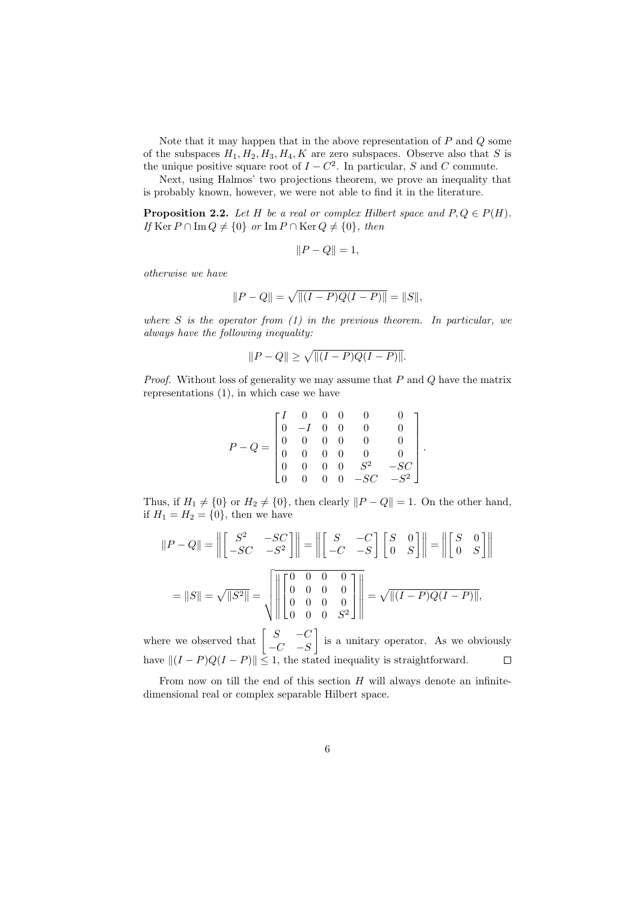Note that it may happen that in the above representation of $P$ and $Q$ some of the subspaces $H_1, H_2, H_3, H_4, K$ are zero subspaces. Observe also that $S$ is the unique positive square root of $I - C^2$. In particular, $S$ and $C$ commute.

Next, using Halmos' two projections theorem, we prove an inequality that is probably known, however, we were not able to find it in the literature.

**Proposition 2.2.** *Let $H$ be a real or complex Hilbert space and $P, Q \in P(H)$. If $\operatorname{Ker} P \cap \operatorname{Im} Q \neq \{0\}$ or $\operatorname{Im} P \cap \operatorname{Ker} Q \neq \{0\}$, then*

$$\|P - Q\| = 1,$$

*otherwise we have*

$$\|P - Q\| = \sqrt{\|(I-P)Q(I-P)\|} = \|S\|,$$

*where $S$ is the operator from (1) in the previous theorem. In particular, we always have the following inequality:*

$$\|P - Q\| \geq \sqrt{\|(I-P)Q(I-P)\|}.$$

*Proof.* Without loss of generality we may assume that $P$ and $Q$ have the matrix representations (1), in which case we have

$$P - Q = \begin{bmatrix} I & 0 & 0 & 0 & 0 & 0 \\ 0 & -I & 0 & 0 & 0 & 0 \\ 0 & 0 & 0 & 0 & 0 & 0 \\ 0 & 0 & 0 & 0 & 0 & 0 \\ 0 & 0 & 0 & 0 & S^2 & -SC \\ 0 & 0 & 0 & 0 & -SC & -S^2 \end{bmatrix}.$$

Thus, if $H_1 \neq \{0\}$ or $H_2 \neq \{0\}$, then clearly $\|P - Q\| = 1$. On the other hand, if $H_1 = H_2 = \{0\}$, then we have

$$\|P - Q\| = \left\| \begin{bmatrix} S^2 & -SC \\ -SC & -S^2 \end{bmatrix} \right\| = \left\| \begin{bmatrix} S & -C \\ -C & -S \end{bmatrix} \begin{bmatrix} S & 0 \\ 0 & S \end{bmatrix} \right\| = \left\| \begin{bmatrix} S & 0 \\ 0 & S \end{bmatrix} \right\|$$

$$= \|S\| = \sqrt{\|S^2\|} = \sqrt{\left\| \begin{bmatrix} 0 & 0 & 0 & 0 \\ 0 & 0 & 0 & 0 \\ 0 & 0 & 0 & 0 \\ 0 & 0 & 0 & S^2 \end{bmatrix} \right\|} = \sqrt{\|(I-P)Q(I-P)\|},$$

where we observed that $\begin{bmatrix} S & -C \\ -C & -S \end{bmatrix}$ is a unitary operator. As we obviously have $\|(I-P)Q(I-P)\| \leq 1$, the stated inequality is straightforward. $\square$

From now on till the end of this section $H$ will always denote an infinite-dimensional real or complex separable Hilbert space.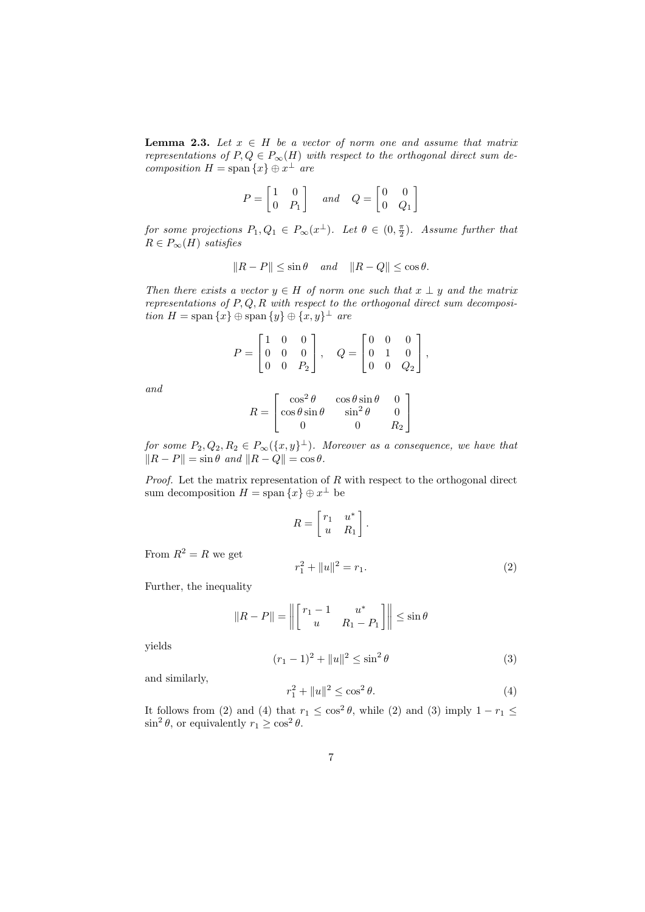**Lemma 2.3.** *Let $x \in H$ be a vector of norm one and assume that matrix representations of $P, Q \in P_\infty(H)$ with respect to the orthogonal direct sum decomposition $H = \operatorname{span}\{x\} \oplus x^\perp$ are*

$$P = \begin{bmatrix} 1 & 0 \\ 0 & P_1 \end{bmatrix} \quad \textit{and} \quad Q = \begin{bmatrix} 0 & 0 \\ 0 & Q_1 \end{bmatrix}$$

*for some projections $P_1, Q_1 \in P_\infty(x^\perp)$. Let $\theta \in (0, \frac{\pi}{2})$. Assume further that $R \in P_\infty(H)$ satisfies*

$$\|R - P\| \leq \sin\theta \quad \textit{and} \quad \|R - Q\| \leq \cos\theta.$$

*Then there exists a vector $y \in H$ of norm one such that $x \perp y$ and the matrix representations of $P, Q, R$ with respect to the orthogonal direct sum decomposition $H = \operatorname{span}\{x\} \oplus \operatorname{span}\{y\} \oplus \{x, y\}^\perp$ are*

$$P = \begin{bmatrix} 1 & 0 & 0 \\ 0 & 0 & 0 \\ 0 & 0 & P_2 \end{bmatrix}, \quad Q = \begin{bmatrix} 0 & 0 & 0 \\ 0 & 1 & 0 \\ 0 & 0 & Q_2 \end{bmatrix},$$

*and*

$$R = \begin{bmatrix} \cos^2\theta & \cos\theta\sin\theta & 0 \\ \cos\theta\sin\theta & \sin^2\theta & 0 \\ 0 & 0 & R_2 \end{bmatrix}$$

*for some $P_2, Q_2, R_2 \in P_\infty(\{x, y\}^\perp)$. Moreover as a consequence, we have that $\|R - P\| = \sin\theta$ and $\|R - Q\| = \cos\theta$.*

*Proof.* Let the matrix representation of $R$ with respect to the orthogonal direct sum decomposition $H = \operatorname{span}\{x\} \oplus x^\perp$ be

$$R = \begin{bmatrix} r_1 & u^* \\ u & R_1 \end{bmatrix}.$$

From $R^2 = R$ we get

$$r_1^2 + \|u\|^2 = r_1. \tag{2}$$

Further, the inequality

$$\|R - P\| = \left\| \begin{bmatrix} r_1 - 1 & u^* \\ u & R_1 - P_1 \end{bmatrix} \right\| \leq \sin\theta$$

yields

$$(r_1 - 1)^2 + \|u\|^2 \leq \sin^2\theta \tag{3}$$

and similarly,

$$r_1^2 + \|u\|^2 \leq \cos^2\theta. \tag{4}$$

It follows from (2) and (4) that $r_1 \leq \cos^2\theta$, while (2) and (3) imply $1 - r_1 \leq \sin^2\theta$, or equivalently $r_1 \geq \cos^2\theta$.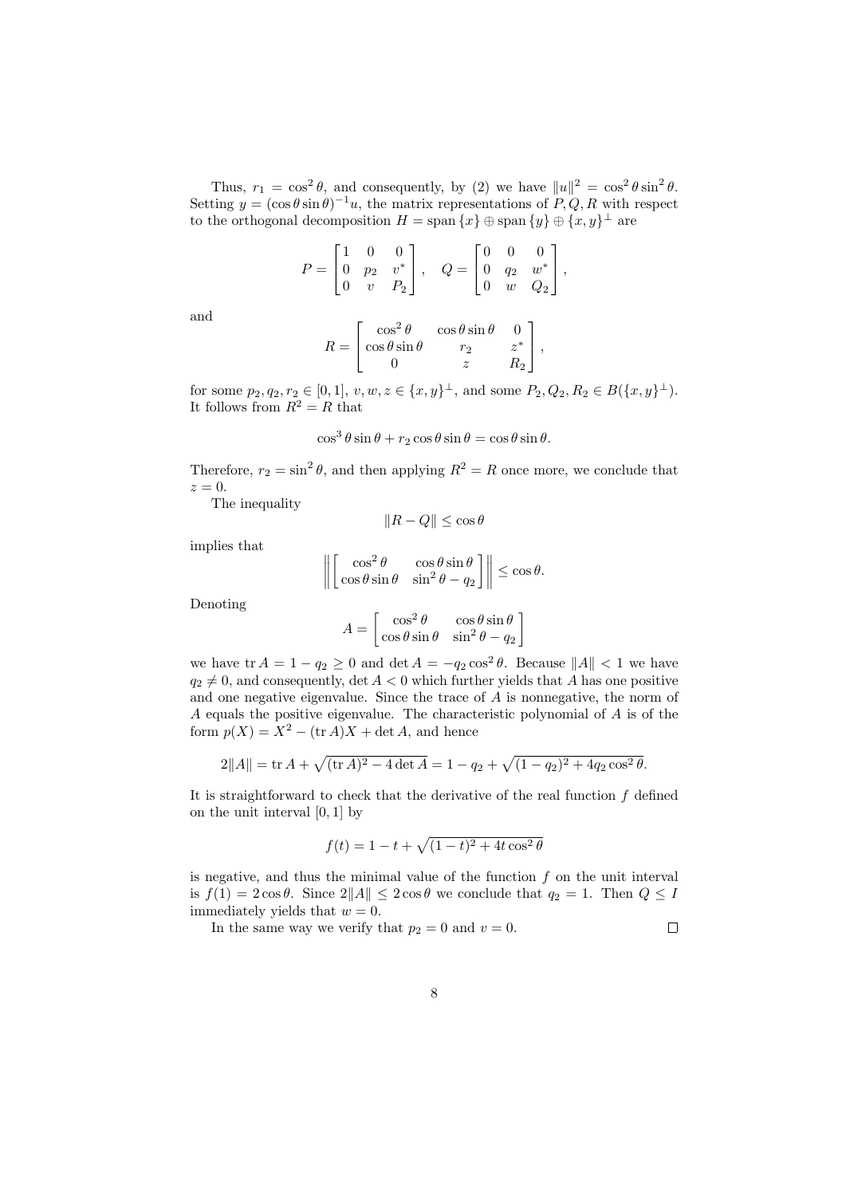Thus, $r_1 = \cos^2\theta$, and consequently, by (2) we have $\|u\|^2 = \cos^2\theta\sin^2\theta$. Setting $y = (\cos\theta\sin\theta)^{-1}u$, the matrix representations of $P, Q, R$ with respect to the orthogonal decomposition $H = \operatorname{span}\{x\} \oplus \operatorname{span}\{y\} \oplus \{x, y\}^\perp$ are

$$P = \begin{bmatrix} 1 & 0 & 0 \\ 0 & p_2 & v^* \\ 0 & v & P_2 \end{bmatrix}, \quad Q = \begin{bmatrix} 0 & 0 & 0 \\ 0 & q_2 & w^* \\ 0 & w & Q_2 \end{bmatrix},$$

and

$$R = \begin{bmatrix} \cos^2\theta & \cos\theta\sin\theta & 0 \\ \cos\theta\sin\theta & r_2 & z^* \\ 0 & z & R_2 \end{bmatrix},$$

for some $p_2, q_2, r_2 \in [0, 1]$, $v, w, z \in \{x, y\}^\perp$, and some $P_2, Q_2, R_2 \in B(\{x, y\}^\perp)$. It follows from $R^2 = R$ that

$$\cos^3\theta\sin\theta + r_2\cos\theta\sin\theta = \cos\theta\sin\theta.$$

Therefore, $r_2 = \sin^2\theta$, and then applying $R^2 = R$ once more, we conclude that $z = 0$.

The inequality

$$\|R - Q\| \le \cos\theta$$

implies that

$$\left\| \begin{bmatrix} \cos^2\theta & \cos\theta\sin\theta \\ \cos\theta\sin\theta & \sin^2\theta - q_2 \end{bmatrix} \right\| \le \cos\theta.$$

Denoting

$$A = \begin{bmatrix} \cos^2\theta & \cos\theta\sin\theta \\ \cos\theta\sin\theta & \sin^2\theta - q_2 \end{bmatrix}$$

we have $\operatorname{tr} A = 1 - q_2 \ge 0$ and $\det A = -q_2\cos^2\theta$. Because $\|A\| < 1$ we have $q_2 \ne 0$, and consequently, $\det A < 0$ which further yields that $A$ has one positive and one negative eigenvalue. Since the trace of $A$ is nonnegative, the norm of $A$ equals the positive eigenvalue. The characteristic polynomial of $A$ is of the form $p(X) = X^2 - (\operatorname{tr} A)X + \det A$, and hence

$$2\|A\| = \operatorname{tr} A + \sqrt{(\operatorname{tr} A)^2 - 4\det A} = 1 - q_2 + \sqrt{(1 - q_2)^2 + 4q_2\cos^2\theta}.$$

It is straightforward to check that the derivative of the real function $f$ defined on the unit interval $[0, 1]$ by

$$f(t) = 1 - t + \sqrt{(1 - t)^2 + 4t\cos^2\theta}$$

is negative, and thus the minimal value of the function $f$ on the unit interval is $f(1) = 2\cos\theta$. Since $2\|A\| \le 2\cos\theta$ we conclude that $q_2 = 1$. Then $Q \le I$ immediately yields that $w = 0$.

In the same way we verify that $p_2 = 0$ and $v = 0$. $\square$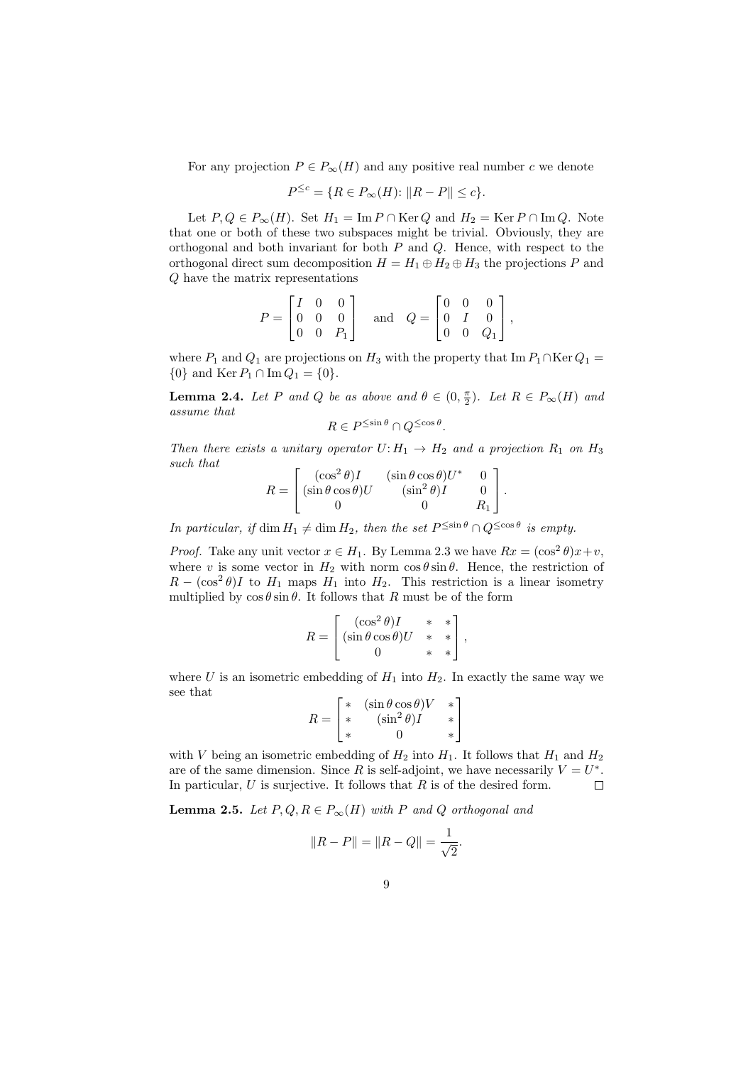For any projection $P \in P_\infty(H)$ and any positive real number $c$ we denote

$$P^{\leq c} = \{R \in P_\infty(H) \colon \|R - P\| \leq c\}.$$

Let $P, Q \in P_\infty(H)$. Set $H_1 = \operatorname{Im} P \cap \operatorname{Ker} Q$ and $H_2 = \operatorname{Ker} P \cap \operatorname{Im} Q$. Note that one or both of these two subspaces might be trivial. Obviously, they are orthogonal and both invariant for both $P$ and $Q$. Hence, with respect to the orthogonal direct sum decomposition $H = H_1 \oplus H_2 \oplus H_3$ the projections $P$ and $Q$ have the matrix representations

$$P = \begin{bmatrix} I & 0 & 0 \\ 0 & 0 & 0 \\ 0 & 0 & P_1 \end{bmatrix} \quad \text{and} \quad Q = \begin{bmatrix} 0 & 0 & 0 \\ 0 & I & 0 \\ 0 & 0 & Q_1 \end{bmatrix},$$

where $P_1$ and $Q_1$ are projections on $H_3$ with the property that $\operatorname{Im} P_1 \cap \operatorname{Ker} Q_1 = \{0\}$ and $\operatorname{Ker} P_1 \cap \operatorname{Im} Q_1 = \{0\}$.

**Lemma 2.4.** *Let $P$ and $Q$ be as above and $\theta \in (0, \frac{\pi}{2})$. Let $R \in P_\infty(H)$ and assume that*

$$R \in P^{\leq \sin\theta} \cap Q^{\leq \cos\theta}.$$

*Then there exists a unitary operator $U \colon H_1 \to H_2$ and a projection $R_1$ on $H_3$ such that*

$$R = \begin{bmatrix} (\cos^2\theta)I & (\sin\theta\cos\theta)U^* & 0 \\ (\sin\theta\cos\theta)U & (\sin^2\theta)I & 0 \\ 0 & 0 & R_1 \end{bmatrix}.$$

*In particular, if $\dim H_1 \neq \dim H_2$, then the set $P^{\leq \sin\theta} \cap Q^{\leq \cos\theta}$ is empty.*

*Proof.* Take any unit vector $x \in H_1$. By Lemma 2.3 we have $Rx = (\cos^2\theta)x + v$, where $v$ is some vector in $H_2$ with norm $\cos\theta\sin\theta$. Hence, the restriction of $R - (\cos^2\theta)I$ to $H_1$ maps $H_1$ into $H_2$. This restriction is a linear isometry multiplied by $\cos\theta\sin\theta$. It follows that $R$ must be of the form

$$R = \begin{bmatrix} (\cos^2\theta)I & * & * \\ (\sin\theta\cos\theta)U & * & * \\ 0 & * & * \end{bmatrix},$$

where $U$ is an isometric embedding of $H_1$ into $H_2$. In exactly the same way we see that

$$R = \begin{bmatrix} * & (\sin\theta\cos\theta)V & * \\ * & (\sin^2\theta)I & * \\ * & 0 & * \end{bmatrix}$$

with $V$ being an isometric embedding of $H_2$ into $H_1$. It follows that $H_1$ and $H_2$ are of the same dimension. Since $R$ is self-adjoint, we have necessarily $V = U^*$. In particular, $U$ is surjective. It follows that $R$ is of the desired form. $\square$

**Lemma 2.5.** *Let $P, Q, R \in P_\infty(H)$ with $P$ and $Q$ orthogonal and*

$$\|R - P\| = \|R - Q\| = \frac{1}{\sqrt{2}}.$$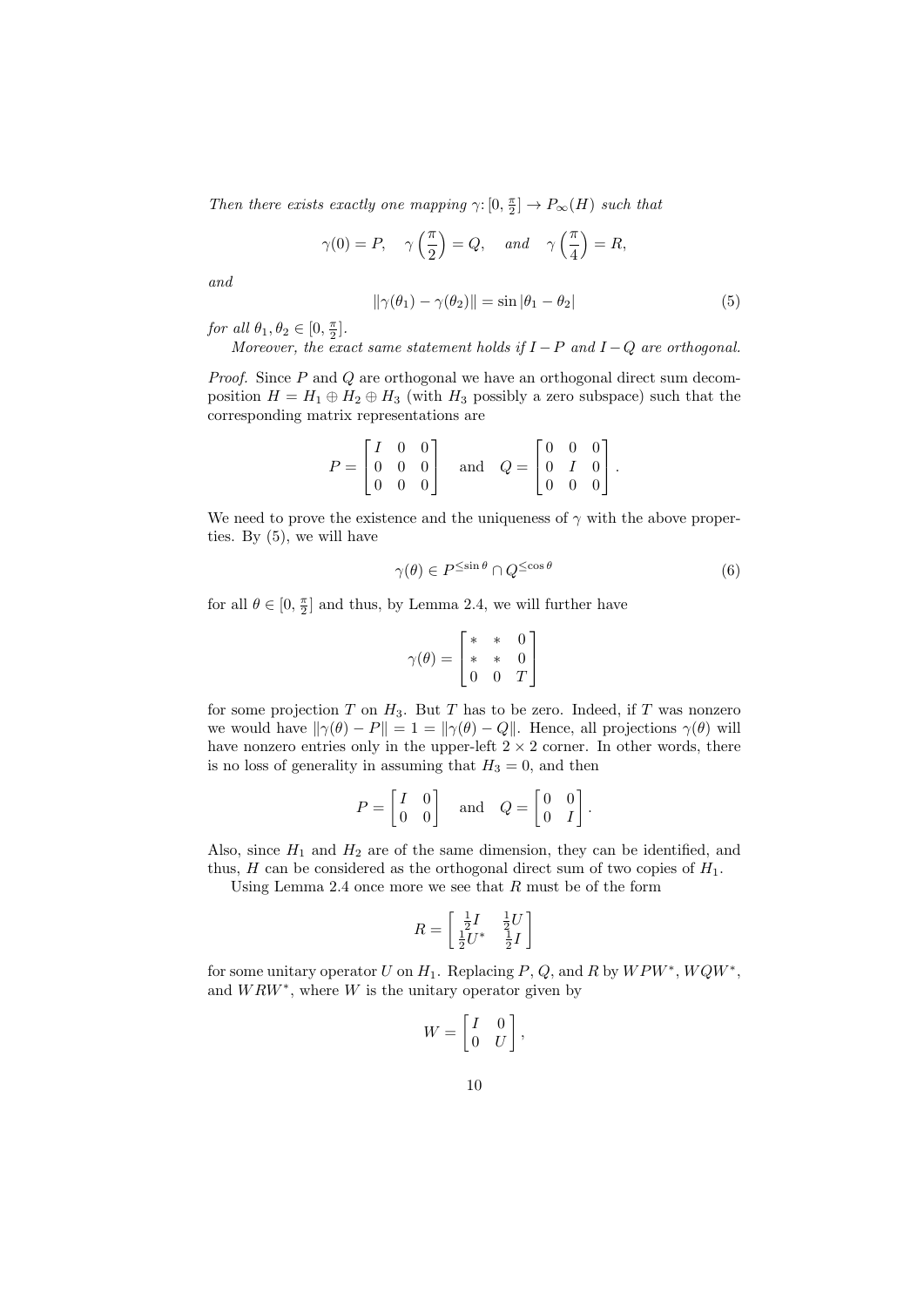*Then there exists exactly one mapping $\gamma\colon [0, \frac{\pi}{2}] \to P_\infty(H)$ such that*

$$\gamma(0) = P, \quad \gamma\left(\frac{\pi}{2}\right) = Q, \quad \text{and} \quad \gamma\left(\frac{\pi}{4}\right) = R,$$

*and*

$$\|\gamma(\theta_1) - \gamma(\theta_2)\| = \sin|\theta_1 - \theta_2| \tag{5}$$

*for all $\theta_1, \theta_2 \in [0, \frac{\pi}{2}]$.*

*Moreover, the exact same statement holds if $I - P$ and $I - Q$ are orthogonal.*

*Proof.* Since $P$ and $Q$ are orthogonal we have an orthogonal direct sum decomposition $H = H_1 \oplus H_2 \oplus H_3$ (with $H_3$ possibly a zero subspace) such that the corresponding matrix representations are

$$P = \begin{bmatrix} I & 0 & 0 \\ 0 & 0 & 0 \\ 0 & 0 & 0 \end{bmatrix} \quad \text{and} \quad Q = \begin{bmatrix} 0 & 0 & 0 \\ 0 & I & 0 \\ 0 & 0 & 0 \end{bmatrix}.$$

We need to prove the existence and the uniqueness of $\gamma$ with the above properties. By (5), we will have

$$\gamma(\theta) \in P^{\leq \sin\theta} \cap Q^{\leq \cos\theta} \tag{6}$$

for all $\theta \in [0, \frac{\pi}{2}]$ and thus, by Lemma 2.4, we will further have

$$\gamma(\theta) = \begin{bmatrix} * & * & 0 \\ * & * & 0 \\ 0 & 0 & T \end{bmatrix}$$

for some projection $T$ on $H_3$. But $T$ has to be zero. Indeed, if $T$ was nonzero we would have $\|\gamma(\theta) - P\| = 1 = \|\gamma(\theta) - Q\|$. Hence, all projections $\gamma(\theta)$ will have nonzero entries only in the upper-left $2 \times 2$ corner. In other words, there is no loss of generality in assuming that $H_3 = 0$, and then

$$P = \begin{bmatrix} I & 0 \\ 0 & 0 \end{bmatrix} \quad \text{and} \quad Q = \begin{bmatrix} 0 & 0 \\ 0 & I \end{bmatrix}.$$

Also, since $H_1$ and $H_2$ are of the same dimension, they can be identified, and thus, $H$ can be considered as the orthogonal direct sum of two copies of $H_1$.

Using Lemma 2.4 once more we see that $R$ must be of the form

$$R = \begin{bmatrix} \frac{1}{2}I & \frac{1}{2}U \\ \frac{1}{2}U^* & \frac{1}{2}I \end{bmatrix}$$

for some unitary operator $U$ on $H_1$. Replacing $P$, $Q$, and $R$ by $WPW^*$, $WQW^*$, and $WRW^*$, where $W$ is the unitary operator given by

$$W = \begin{bmatrix} I & 0 \\ 0 & U \end{bmatrix},$$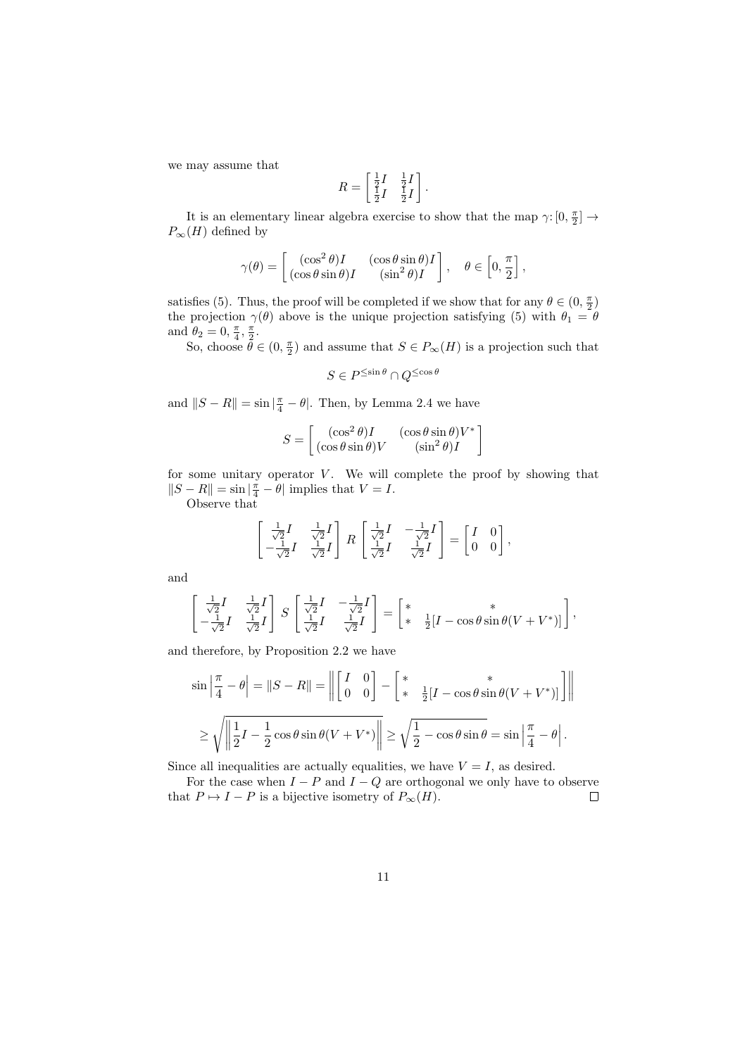we may assume that

$$R = \begin{bmatrix} \frac{1}{2}I & \frac{1}{2}I \\ \frac{1}{2}I & \frac{1}{2}I \end{bmatrix}.$$

It is an elementary linear algebra exercise to show that the map $\gamma\colon [0, \frac{\pi}{2}] \to P_\infty(H)$ defined by

$$\gamma(\theta) = \begin{bmatrix} (\cos^2\theta)I & (\cos\theta\sin\theta)I \\ (\cos\theta\sin\theta)I & (\sin^2\theta)I \end{bmatrix}, \quad \theta \in \left[0, \frac{\pi}{2}\right],$$

satisfies (5). Thus, the proof will be completed if we show that for any $\theta \in (0, \frac{\pi}{2})$ the projection $\gamma(\theta)$ above is the unique projection satisfying (5) with $\theta_1 = \theta$ and $\theta_2 = 0, \frac{\pi}{4}, \frac{\pi}{2}$.

So, choose $\theta \in (0, \frac{\pi}{2})$ and assume that $S \in P_\infty(H)$ is a projection such that

$$S \in P^{\leq \sin\theta} \cap Q^{\leq \cos\theta}$$

and $\|S - R\| = \sin|\frac{\pi}{4} - \theta|$. Then, by Lemma 2.4 we have

$$S = \begin{bmatrix} (\cos^2\theta)I & (\cos\theta\sin\theta)V^* \\ (\cos\theta\sin\theta)V & (\sin^2\theta)I \end{bmatrix}$$

for some unitary operator $V$. We will complete the proof by showing that $\|S - R\| = \sin|\frac{\pi}{4} - \theta|$ implies that $V = I$.

Observe that

$$\begin{bmatrix} \frac{1}{\sqrt{2}}I & \frac{1}{\sqrt{2}}I \\ -\frac{1}{\sqrt{2}}I & \frac{1}{\sqrt{2}}I \end{bmatrix} R \begin{bmatrix} \frac{1}{\sqrt{2}}I & -\frac{1}{\sqrt{2}}I \\ \frac{1}{\sqrt{2}}I & \frac{1}{\sqrt{2}}I \end{bmatrix} = \begin{bmatrix} I & 0 \\ 0 & 0 \end{bmatrix},$$

and

$$\begin{bmatrix} \frac{1}{\sqrt{2}}I & \frac{1}{\sqrt{2}}I \\ -\frac{1}{\sqrt{2}}I & \frac{1}{\sqrt{2}}I \end{bmatrix} S \begin{bmatrix} \frac{1}{\sqrt{2}}I & -\frac{1}{\sqrt{2}}I \\ \frac{1}{\sqrt{2}}I & \frac{1}{\sqrt{2}}I \end{bmatrix} = \begin{bmatrix} * & * \\ * & \frac{1}{2}[I - \cos\theta\sin\theta(V + V^*)] \end{bmatrix},$$

and therefore, by Proposition 2.2 we have

$$\sin\left|\frac{\pi}{4} - \theta\right| = \|S - R\| = \left\| \begin{bmatrix} I & 0 \\ 0 & 0 \end{bmatrix} - \begin{bmatrix} * & * \\ * & \frac{1}{2}[I - \cos\theta\sin\theta(V + V^*)] \end{bmatrix} \right\|$$

$$\geq \sqrt{\left\| \frac{1}{2}I - \frac{1}{2}\cos\theta\sin\theta(V + V^*) \right\|} \geq \sqrt{\frac{1}{2} - \cos\theta\sin\theta} = \sin\left|\frac{\pi}{4} - \theta\right|.$$

Since all inequalities are actually equalities, we have $V = I$, as desired.

For the case when $I - P$ and $I - Q$ are orthogonal we only have to observe that $P \mapsto I - P$ is a bijective isometry of $P_\infty(H)$. $\square$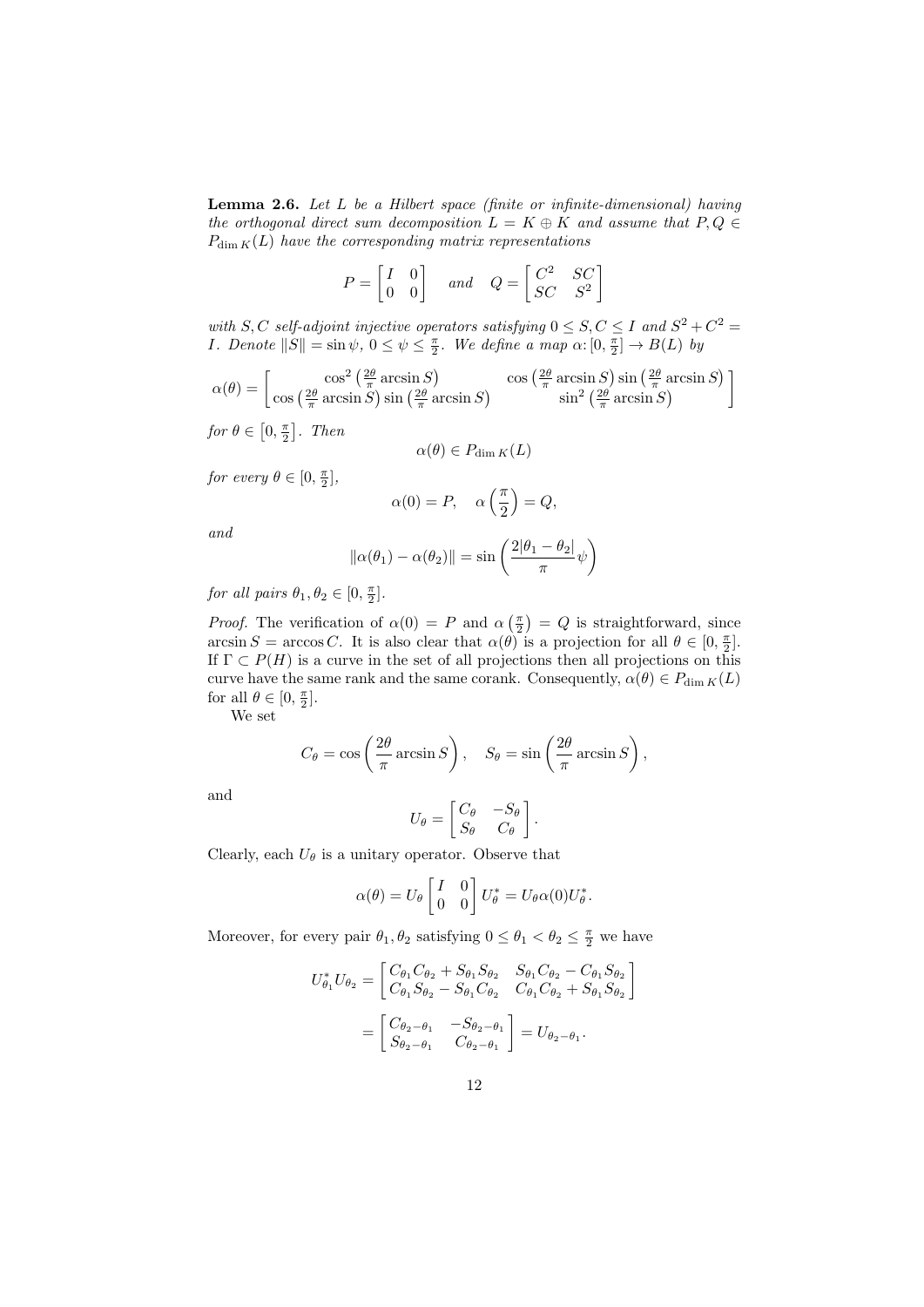**Lemma 2.6.** *Let $L$ be a Hilbert space (finite or infinite-dimensional) having the orthogonal direct sum decomposition $L = K \oplus K$ and assume that $P, Q \in P_{\dim K}(L)$ have the corresponding matrix representations*

$$P = \begin{bmatrix} I & 0 \\ 0 & 0 \end{bmatrix} \quad \textit{and} \quad Q = \begin{bmatrix} C^2 & SC \\ SC & S^2 \end{bmatrix}$$

*with $S, C$ self-adjoint injective operators satisfying $0 \le S, C \le I$ and $S^2 + C^2 = I$. Denote $\|S\| = \sin\psi$, $0 \le \psi \le \frac{\pi}{2}$. We define a map $\alpha \colon [0, \frac{\pi}{2}] \to B(L)$ by*

$$\alpha(\theta) = \left[ \begin{array}{cc} \cos^2\left(\frac{2\theta}{\pi}\arcsin S\right) & \cos\left(\frac{2\theta}{\pi}\arcsin S\right)\sin\left(\frac{2\theta}{\pi}\arcsin S\right) \\ \cos\left(\frac{2\theta}{\pi}\arcsin S\right)\sin\left(\frac{2\theta}{\pi}\arcsin S\right) & \sin^2\left(\frac{2\theta}{\pi}\arcsin S\right) \end{array} \right]$$

*for $\theta \in \left[0, \frac{\pi}{2}\right]$. Then*

$$\alpha(\theta) \in P_{\dim K}(L)$$

*for every $\theta \in [0, \frac{\pi}{2}]$,*

$$\alpha(0) = P, \quad \alpha\left(\frac{\pi}{2}\right) = Q,$$

*and*

$$\|\alpha(\theta_1) - \alpha(\theta_2)\| = \sin\left(\frac{2|\theta_1 - \theta_2|}{\pi}\psi\right)$$

*for all pairs $\theta_1, \theta_2 \in [0, \frac{\pi}{2}]$.*

*Proof.* The verification of $\alpha(0) = P$ and $\alpha\left(\frac{\pi}{2}\right) = Q$ is straightforward, since $\arcsin S = \arccos C$. It is also clear that $\alpha(\theta)$ is a projection for all $\theta \in [0, \frac{\pi}{2}]$. If $\Gamma \subset P(H)$ is a curve in the set of all projections then all projections on this curve have the same rank and the same corank. Consequently, $\alpha(\theta) \in P_{\dim K}(L)$ for all $\theta \in [0, \frac{\pi}{2}]$.

We set

$$C_\theta = \cos\left(\frac{2\theta}{\pi}\arcsin S\right), \quad S_\theta = \sin\left(\frac{2\theta}{\pi}\arcsin S\right),$$

and

$$U_\theta = \left[ \begin{array}{cc} C_\theta & -S_\theta \\ S_\theta & C_\theta \end{array} \right].$$

Clearly, each $U_\theta$ is a unitary operator. Observe that

$$\alpha(\theta) = U_\theta \begin{bmatrix} I & 0 \\ 0 & 0 \end{bmatrix} U_\theta^* = U_\theta \alpha(0) U_\theta^*.$$

Moreover, for every pair $\theta_1, \theta_2$ satisfying $0 \le \theta_1 < \theta_2 \le \frac{\pi}{2}$ we have

$$U_{\theta_1}^* U_{\theta_2} = \left[ \begin{array}{cc} C_{\theta_1}C_{\theta_2} + S_{\theta_1}S_{\theta_2} & S_{\theta_1}C_{\theta_2} - C_{\theta_1}S_{\theta_2} \\ C_{\theta_1}S_{\theta_2} - S_{\theta_1}C_{\theta_2} & C_{\theta_1}C_{\theta_2} + S_{\theta_1}S_{\theta_2} \end{array} \right]$$

$$= \left[ \begin{array}{cc} C_{\theta_2 - \theta_1} & -S_{\theta_2 - \theta_1} \\ S_{\theta_2 - \theta_1} & C_{\theta_2 - \theta_1} \end{array} \right] = U_{\theta_2 - \theta_1}.$$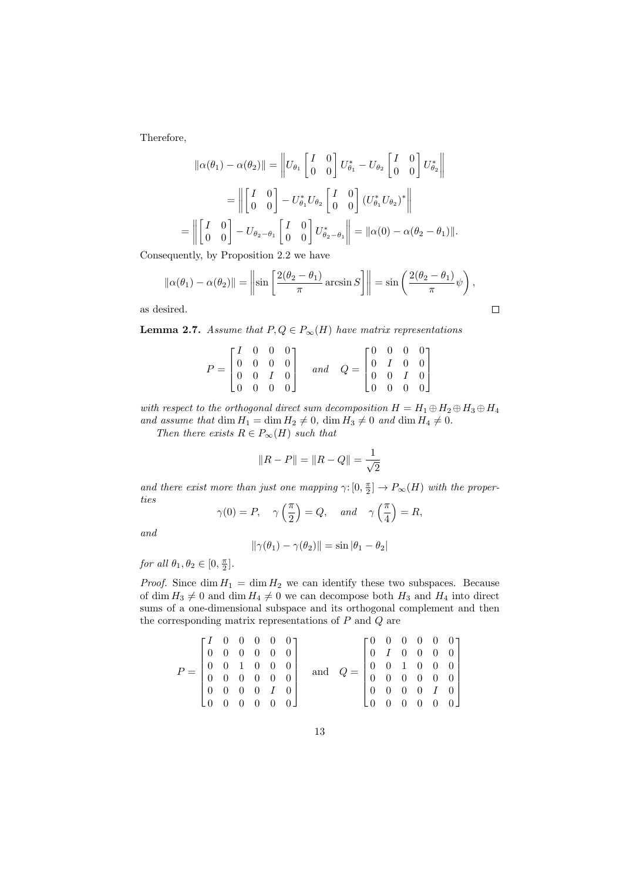Therefore,

$$\|\alpha(\theta_1) - \alpha(\theta_2)\| = \left\| U_{\theta_1} \begin{bmatrix} I & 0 \\ 0 & 0 \end{bmatrix} U_{\theta_1}^* - U_{\theta_2} \begin{bmatrix} I & 0 \\ 0 & 0 \end{bmatrix} U_{\theta_2}^* \right\|$$

$$= \left\| \begin{bmatrix} I & 0 \\ 0 & 0 \end{bmatrix} - U_{\theta_1}^* U_{\theta_2} \begin{bmatrix} I & 0 \\ 0 & 0 \end{bmatrix} (U_{\theta_1}^* U_{\theta_2})^* \right\|$$

$$= \left\| \begin{bmatrix} I & 0 \\ 0 & 0 \end{bmatrix} - U_{\theta_2-\theta_1} \begin{bmatrix} I & 0 \\ 0 & 0 \end{bmatrix} U_{\theta_2-\theta_1}^* \right\| = \|\alpha(0) - \alpha(\theta_2 - \theta_1)\|.$$

Consequently, by Proposition 2.2 we have

$$\|\alpha(\theta_1) - \alpha(\theta_2)\| = \left\| \sin\left[ \frac{2(\theta_2 - \theta_1)}{\pi} \arcsin S \right] \right\| = \sin\left( \frac{2(\theta_2 - \theta_1)}{\pi} \psi \right),$$

as desired. $\square$

**Lemma 2.7.** *Assume that $P, Q \in P_\infty(H)$ have matrix representations*

$$P = \begin{bmatrix} I & 0 & 0 & 0 \\ 0 & 0 & 0 & 0 \\ 0 & 0 & I & 0 \\ 0 & 0 & 0 & 0 \end{bmatrix} \quad \text{and} \quad Q = \begin{bmatrix} 0 & 0 & 0 & 0 \\ 0 & I & 0 & 0 \\ 0 & 0 & I & 0 \\ 0 & 0 & 0 & 0 \end{bmatrix}$$

*with respect to the orthogonal direct sum decomposition $H = H_1 \oplus H_2 \oplus H_3 \oplus H_4$ and assume that $\dim H_1 = \dim H_2 \neq 0$, $\dim H_3 \neq 0$ and $\dim H_4 \neq 0$.*

*Then there exists $R \in P_\infty(H)$ such that*

$$\|R - P\| = \|R - Q\| = \frac{1}{\sqrt{2}}$$

*and there exist more than just one mapping $\gamma \colon [0, \frac{\pi}{2}] \to P_\infty(H)$ with the properties*

$$\gamma(0) = P, \quad \gamma\left(\frac{\pi}{2}\right) = Q, \quad \text{and} \quad \gamma\left(\frac{\pi}{4}\right) = R,$$

*and*

$$\|\gamma(\theta_1) - \gamma(\theta_2)\| = \sin|\theta_1 - \theta_2|$$

*for all $\theta_1, \theta_2 \in [0, \frac{\pi}{2}]$.*

*Proof.* Since $\dim H_1 = \dim H_2$ we can identify these two subspaces. Because of $\dim H_3 \neq 0$ and $\dim H_4 \neq 0$ we can decompose both $H_3$ and $H_4$ into direct sums of a one-dimensional subspace and its orthogonal complement and then the corresponding matrix representations of $P$ and $Q$ are

$$P = \begin{bmatrix} I & 0 & 0 & 0 & 0 & 0 \\ 0 & 0 & 0 & 0 & 0 & 0 \\ 0 & 0 & 1 & 0 & 0 & 0 \\ 0 & 0 & 0 & 0 & 0 & 0 \\ 0 & 0 & 0 & 0 & I & 0 \\ 0 & 0 & 0 & 0 & 0 & 0 \end{bmatrix} \quad \text{and} \quad Q = \begin{bmatrix} 0 & 0 & 0 & 0 & 0 & 0 \\ 0 & I & 0 & 0 & 0 & 0 \\ 0 & 0 & 1 & 0 & 0 & 0 \\ 0 & 0 & 0 & 0 & 0 & 0 \\ 0 & 0 & 0 & 0 & I & 0 \\ 0 & 0 & 0 & 0 & 0 & 0 \end{bmatrix}$$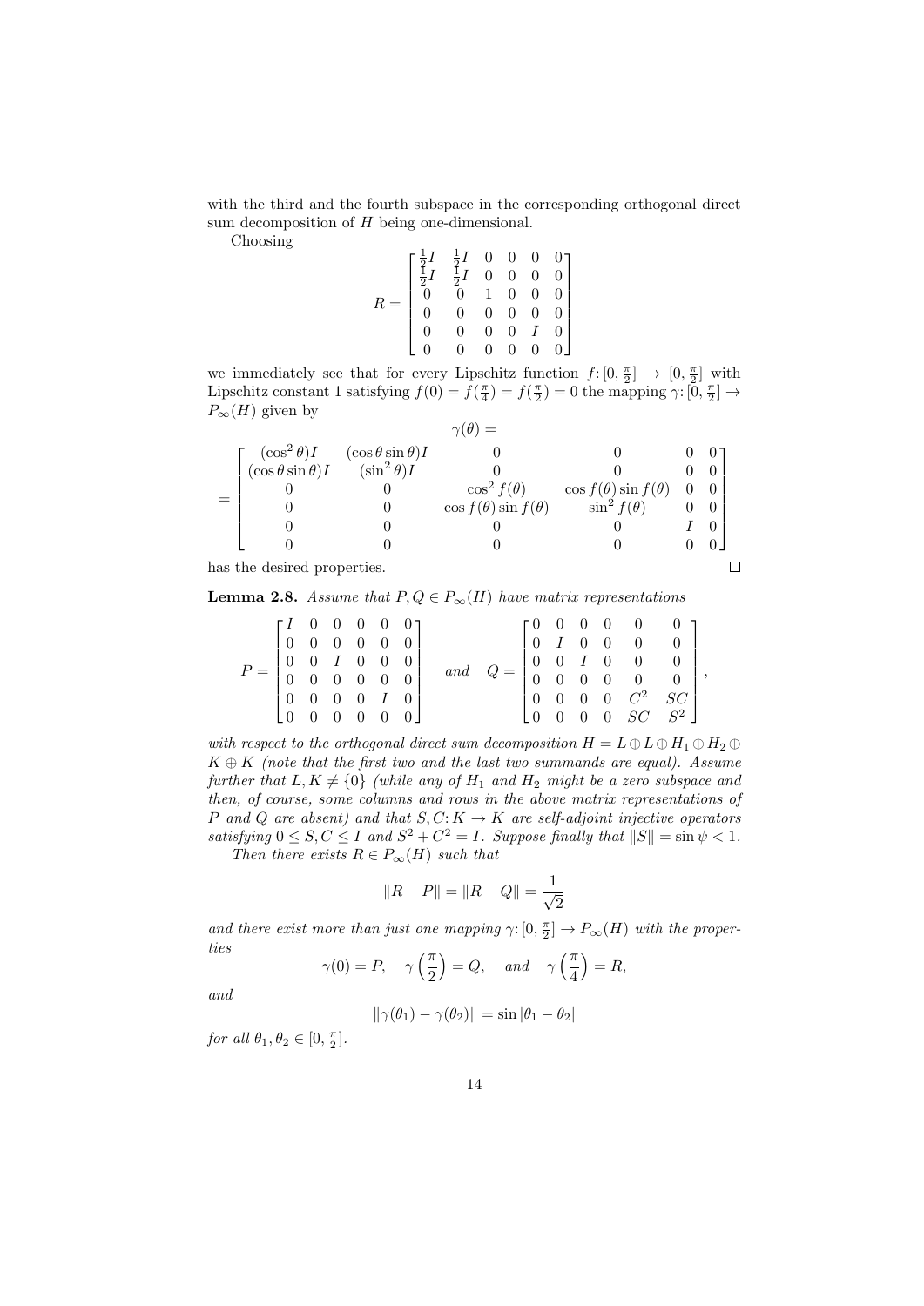with the third and the fourth subspace in the corresponding orthogonal direct sum decomposition of $H$ being one-dimensional.

Choosing

$$R = \begin{bmatrix} \frac{1}{2}I & \frac{1}{2}I & 0 & 0 & 0 & 0 \\ \frac{1}{2}I & \frac{1}{2}I & 0 & 0 & 0 & 0 \\ 0 & 0 & 1 & 0 & 0 & 0 \\ 0 & 0 & 0 & 0 & 0 & 0 \\ 0 & 0 & 0 & 0 & I & 0 \\ 0 & 0 & 0 & 0 & 0 & 0 \end{bmatrix}$$

we immediately see that for every Lipschitz function $f\colon [0, \frac{\pi}{2}] \to [0, \frac{\pi}{2}]$ with Lipschitz constant 1 satisfying $f(0) = f(\frac{\pi}{4}) = f(\frac{\pi}{2}) = 0$ the mapping $\gamma\colon [0, \frac{\pi}{2}] \to P_\infty(H)$ given by

$$\gamma(\theta) =$$

$$= \begin{bmatrix} (\cos^2\theta)I & (\cos\theta\sin\theta)I & 0 & 0 & 0 & 0 \\ (\cos\theta\sin\theta)I & (\sin^2\theta)I & 0 & 0 & 0 & 0 \\ 0 & 0 & \cos^2 f(\theta) & \cos f(\theta)\sin f(\theta) & 0 & 0 \\ 0 & 0 & \cos f(\theta)\sin f(\theta) & \sin^2 f(\theta) & 0 & 0 \\ 0 & 0 & 0 & 0 & I & 0 \\ 0 & 0 & 0 & 0 & 0 & 0 \end{bmatrix}$$

has the desired properties. $\square$

**Lemma 2.8.** *Assume that $P, Q \in P_\infty(H)$ have matrix representations*

$$P = \begin{bmatrix} I & 0 & 0 & 0 & 0 & 0 \\ 0 & 0 & 0 & 0 & 0 & 0 \\ 0 & 0 & I & 0 & 0 & 0 \\ 0 & 0 & 0 & 0 & 0 & 0 \\ 0 & 0 & 0 & 0 & I & 0 \\ 0 & 0 & 0 & 0 & 0 & 0 \end{bmatrix} \quad \text{and} \quad Q = \begin{bmatrix} 0 & 0 & 0 & 0 & 0 & 0 \\ 0 & I & 0 & 0 & 0 & 0 \\ 0 & 0 & I & 0 & 0 & 0 \\ 0 & 0 & 0 & 0 & 0 & 0 \\ 0 & 0 & 0 & 0 & C^2 & SC \\ 0 & 0 & 0 & 0 & SC & S^2 \end{bmatrix},$$

*with respect to the orthogonal direct sum decomposition $H = L \oplus L \oplus H_1 \oplus H_2 \oplus K \oplus K$ (note that the first two and the last two summands are equal). Assume further that $L, K \neq \{0\}$ (while any of $H_1$ and $H_2$ might be a zero subspace and then, of course, some columns and rows in the above matrix representations of $P$ and $Q$ are absent) and that $S, C\colon K \to K$ are self-adjoint injective operators satisfying $0 \le S, C \le I$ and $S^2 + C^2 = I$. Suppose finally that $\|S\| = \sin\psi < 1$.*

*Then there exists $R \in P_\infty(H)$ such that*

$$\|R - P\| = \|R - Q\| = \frac{1}{\sqrt{2}}$$

*and there exist more than just one mapping $\gamma\colon [0, \frac{\pi}{2}] \to P_\infty(H)$ with the properties*

$$\gamma(0) = P, \quad \gamma\left(\frac{\pi}{2}\right) = Q, \quad \text{and} \quad \gamma\left(\frac{\pi}{4}\right) = R,$$

*and*

$$\|\gamma(\theta_1) - \gamma(\theta_2)\| = \sin|\theta_1 - \theta_2|$$

*for all $\theta_1, \theta_2 \in [0, \frac{\pi}{2}]$.*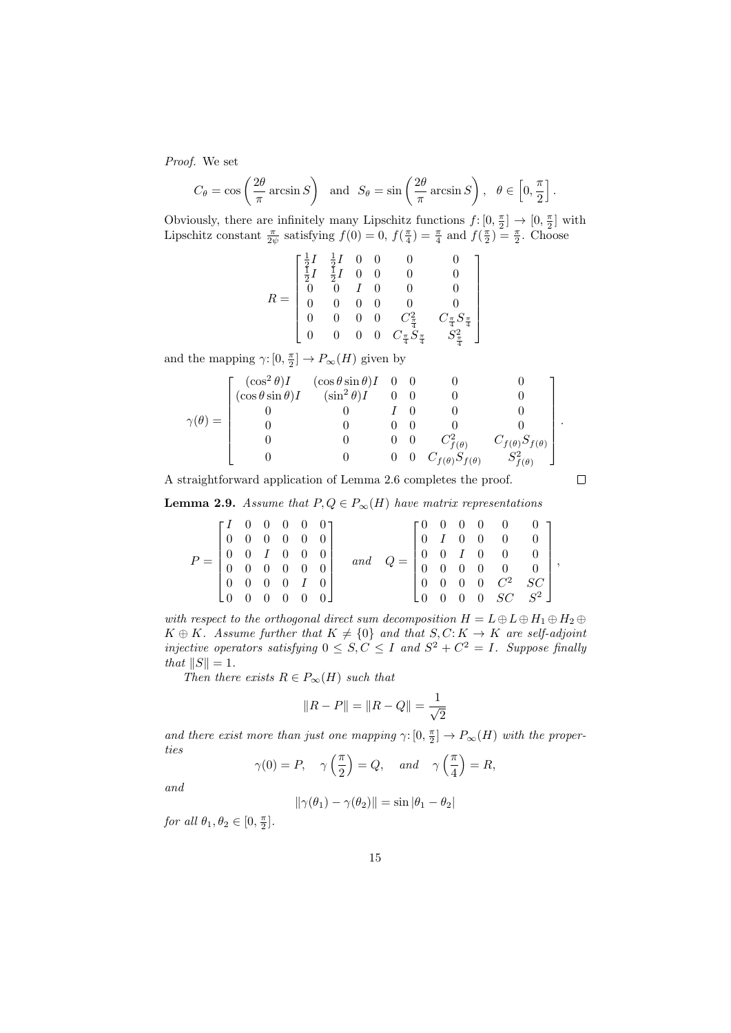*Proof.* We set

$$C_\theta = \cos\left(\frac{2\theta}{\pi}\arcsin S\right) \quad \text{and} \quad S_\theta = \sin\left(\frac{2\theta}{\pi}\arcsin S\right), \quad \theta \in \left[0, \frac{\pi}{2}\right].$$

Obviously, there are infinitely many Lipschitz functions $f\colon [0, \frac{\pi}{2}] \to [0, \frac{\pi}{2}]$ with Lipschitz constant $\frac{\pi}{2\psi}$ satisfying $f(0) = 0$, $f(\frac{\pi}{4}) = \frac{\pi}{4}$ and $f(\frac{\pi}{2}) = \frac{\pi}{2}$. Choose

$$R = \begin{bmatrix} \frac{1}{2}I & \frac{1}{2}I & 0 & 0 & 0 & 0 \\ \frac{1}{2}I & \frac{1}{2}I & 0 & 0 & 0 & 0 \\ 0 & 0 & I & 0 & 0 & 0 \\ 0 & 0 & 0 & 0 & 0 & 0 \\ 0 & 0 & 0 & 0 & C_{\frac{\pi}{4}}^2 & C_{\frac{\pi}{4}}S_{\frac{\pi}{4}} \\ 0 & 0 & 0 & 0 & C_{\frac{\pi}{4}}S_{\frac{\pi}{4}} & S_{\frac{\pi}{4}}^2 \end{bmatrix}$$

and the mapping $\gamma\colon [0, \frac{\pi}{2}] \to P_\infty(H)$ given by

$$\gamma(\theta) = \begin{bmatrix} (\cos^2\theta)I & (\cos\theta\sin\theta)I & 0 & 0 & 0 & 0 \\ (\cos\theta\sin\theta)I & (\sin^2\theta)I & 0 & 0 & 0 & 0 \\ 0 & 0 & I & 0 & 0 & 0 \\ 0 & 0 & 0 & 0 & 0 & 0 \\ 0 & 0 & 0 & 0 & C_{f(\theta)}^2 & C_{f(\theta)}S_{f(\theta)} \\ 0 & 0 & 0 & 0 & C_{f(\theta)}S_{f(\theta)} & S_{f(\theta)}^2 \end{bmatrix}.$$

A straightforward application of Lemma 2.6 completes the proof. $\square$

**Lemma 2.9.** *Assume that $P, Q \in P_\infty(H)$ have matrix representations*

$$P = \begin{bmatrix} I & 0 & 0 & 0 & 0 & 0 \\ 0 & 0 & 0 & 0 & 0 & 0 \\ 0 & 0 & I & 0 & 0 & 0 \\ 0 & 0 & 0 & 0 & 0 & 0 \\ 0 & 0 & 0 & 0 & I & 0 \\ 0 & 0 & 0 & 0 & 0 & 0 \end{bmatrix} \quad \text{and} \quad Q = \begin{bmatrix} 0 & 0 & 0 & 0 & 0 & 0 \\ 0 & I & 0 & 0 & 0 & 0 \\ 0 & 0 & I & 0 & 0 & 0 \\ 0 & 0 & 0 & 0 & 0 & 0 \\ 0 & 0 & 0 & 0 & C^2 & SC \\ 0 & 0 & 0 & 0 & SC & S^2 \end{bmatrix},$$

*with respect to the orthogonal direct sum decomposition $H = L \oplus L \oplus H_1 \oplus H_2 \oplus K \oplus K$. Assume further that $K \neq \{0\}$ and that $S, C\colon K \to K$ are self-adjoint injective operators satisfying $0 \leq S, C \leq I$ and $S^2 + C^2 = I$. Suppose finally that $\|S\| = 1$.*

*Then there exists $R \in P_\infty(H)$ such that*

$$\|R - P\| = \|R - Q\| = \frac{1}{\sqrt{2}}$$

*and there exist more than just one mapping $\gamma\colon [0, \frac{\pi}{2}] \to P_\infty(H)$ with the properties*

$$\gamma(0) = P, \quad \gamma\left(\frac{\pi}{2}\right) = Q, \quad \text{and} \quad \gamma\left(\frac{\pi}{4}\right) = R,$$

*and*

$$\|\gamma(\theta_1) - \gamma(\theta_2)\| = \sin|\theta_1 - \theta_2|$$

*for all $\theta_1, \theta_2 \in [0, \frac{\pi}{2}]$.*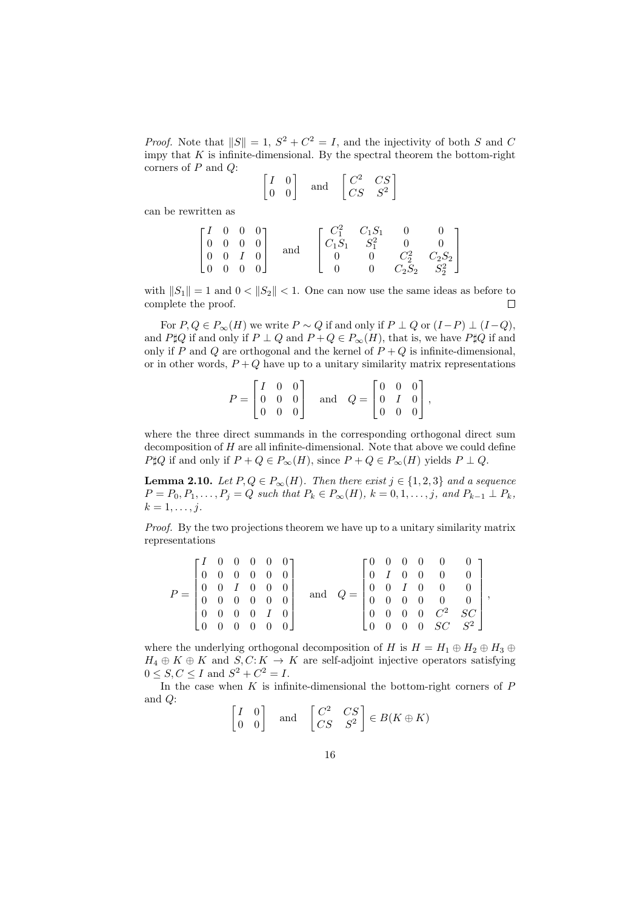*Proof.* Note that $\|S\| = 1$, $S^2 + C^2 = I$, and the injectivity of both $S$ and $C$ impy that $K$ is infinite-dimensional. By the spectral theorem the bottom-right corners of $P$ and $Q$:

$$\begin{bmatrix} I & 0 \\ 0 & 0 \end{bmatrix} \quad \text{and} \quad \begin{bmatrix} C^2 & CS \\ CS & S^2 \end{bmatrix}$$

can be rewritten as

$$\begin{bmatrix} I & 0 & 0 & 0 \\ 0 & 0 & 0 & 0 \\ 0 & 0 & I & 0 \\ 0 & 0 & 0 & 0 \end{bmatrix} \quad \text{and} \quad \begin{bmatrix} C_1^2 & C_1S_1 & 0 & 0 \\ C_1S_1 & S_1^2 & 0 & 0 \\ 0 & 0 & C_2^2 & C_2S_2 \\ 0 & 0 & C_2S_2 & S_2^2 \end{bmatrix}$$

with $\|S_1\| = 1$ and $0 < \|S_2\| < 1$. One can now use the same ideas as before to complete the proof. $\square$

For $P, Q \in P_\infty(H)$ we write $P \sim Q$ if and only if $P \perp Q$ or $(I-P) \perp (I-Q)$, and $P \sharp Q$ if and only if $P \perp Q$ and $P + Q \in P_\infty(H)$, that is, we have $P \sharp Q$ if and only if $P$ and $Q$ are orthogonal and the kernel of $P + Q$ is infinite-dimensional, or in other words, $P + Q$ have up to a unitary similarity matrix representations

$$P = \begin{bmatrix} I & 0 & 0 \\ 0 & 0 & 0 \\ 0 & 0 & 0 \end{bmatrix} \quad \text{and} \quad Q = \begin{bmatrix} 0 & 0 & 0 \\ 0 & I & 0 \\ 0 & 0 & 0 \end{bmatrix},$$

where the three direct summands in the corresponding orthogonal direct sum decomposition of $H$ are all infinite-dimensional. Note that above we could define $P \sharp Q$ if and only if $P + Q \in P_\infty(H)$, since $P + Q \in P_\infty(H)$ yields $P \perp Q$.

**Lemma 2.10.** *Let $P, Q \in P_\infty(H)$. Then there exist $j \in \{1, 2, 3\}$ and a sequence $P = P_0, P_1, \ldots, P_j = Q$ such that $P_k \in P_\infty(H)$, $k = 0, 1, \ldots, j$, and $P_{k-1} \perp P_k$, $k = 1, \ldots, j$.*

*Proof.* By the two projections theorem we have up to a unitary similarity matrix representations

$$P = \begin{bmatrix} I & 0 & 0 & 0 & 0 & 0 \\ 0 & 0 & 0 & 0 & 0 & 0 \\ 0 & 0 & I & 0 & 0 & 0 \\ 0 & 0 & 0 & 0 & 0 & 0 \\ 0 & 0 & 0 & 0 & I & 0 \\ 0 & 0 & 0 & 0 & 0 & 0 \end{bmatrix} \quad \text{and} \quad Q = \begin{bmatrix} 0 & 0 & 0 & 0 & 0 & 0 \\ 0 & I & 0 & 0 & 0 & 0 \\ 0 & 0 & I & 0 & 0 & 0 \\ 0 & 0 & 0 & 0 & 0 & 0 \\ 0 & 0 & 0 & 0 & C^2 & SC \\ 0 & 0 & 0 & 0 & SC & S^2 \end{bmatrix},$$

where the underlying orthogonal decomposition of $H$ is $H = H_1 \oplus H_2 \oplus H_3 \oplus H_4 \oplus K \oplus K$ and $S, C \colon K \to K$ are self-adjoint injective operators satisfying $0 \leq S, C \leq I$ and $S^2 + C^2 = I$.

In the case when $K$ is infinite-dimensional the bottom-right corners of $P$ and $Q$:

$$\begin{bmatrix} I & 0 \\ 0 & 0 \end{bmatrix} \quad \text{and} \quad \begin{bmatrix} C^2 & CS \\ CS & S^2 \end{bmatrix} \in B(K \oplus K)$$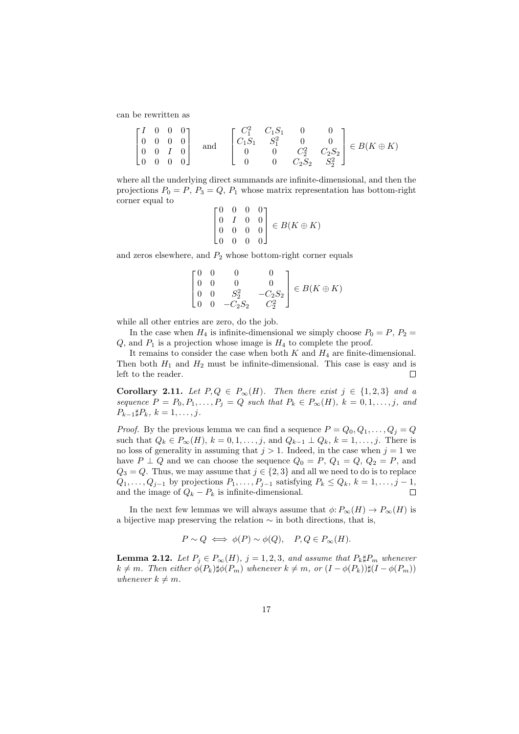can be rewritten as

$$
\begin{bmatrix} I & 0 & 0 & 0 \\ 0 & 0 & 0 & 0 \\ 0 & 0 & I & 0 \\ 0 & 0 & 0 & 0 \end{bmatrix} \quad \text{and} \quad \begin{bmatrix} C_1^2 & C_1S_1 & 0 & 0 \\ C_1S_1 & S_1^2 & 0 & 0 \\ 0 & 0 & C_2^2 & C_2S_2 \\ 0 & 0 & C_2S_2 & S_2^2 \end{bmatrix} \in B(K \oplus K)
$$

where all the underlying direct summands are infinite-dimensional, and then the projections $P_0 = P$, $P_3 = Q$, $P_1$ whose matrix representation has bottom-right corner equal to

$$
\begin{bmatrix} 0 & 0 & 0 & 0 \\ 0 & I & 0 & 0 \\ 0 & 0 & 0 & 0 \\ 0 & 0 & 0 & 0 \end{bmatrix} \in B(K \oplus K)
$$

and zeros elsewhere, and $P_2$ whose bottom-right corner equals

$$
\begin{bmatrix} 0 & 0 & 0 & 0 \\ 0 & 0 & 0 & 0 \\ 0 & 0 & S_2^2 & -C_2S_2 \\ 0 & 0 & -C_2S_2 & C_2^2 \end{bmatrix} \in B(K \oplus K)
$$

while all other entries are zero, do the job.

In the case when $H_4$ is infinite-dimensional we simply choose $P_0 = P$, $P_2 = Q$, and $P_1$ is a projection whose image is $H_4$ to complete the proof.

It remains to consider the case when both $K$ and $H_4$ are finite-dimensional. Then both $H_1$ and $H_2$ must be infinite-dimensional. This case is easy and is left to the reader. $\square$

**Corollary 2.11.** *Let $P, Q \in P_\infty(H)$. Then there exist $j \in \{1, 2, 3\}$ and a sequence $P = P_0, P_1, \ldots, P_j = Q$ such that $P_k \in P_\infty(H)$, $k = 0, 1, \ldots, j$, and $P_{k-1} \sharp P_k$, $k = 1, \ldots, j$.*

*Proof.* By the previous lemma we can find a sequence $P = Q_0, Q_1, \ldots, Q_j = Q$ such that $Q_k \in P_\infty(H)$, $k = 0, 1, \ldots, j$, and $Q_{k-1} \perp Q_k$, $k = 1, \ldots, j$. There is no loss of generality in assuming that $j > 1$. Indeed, in the case when $j = 1$ we have $P \perp Q$ and we can choose the sequence $Q_0 = P$, $Q_1 = Q$, $Q_2 = P$, and $Q_3 = Q$. Thus, we may assume that $j \in \{2, 3\}$ and all we need to do is to replace $Q_1, \ldots, Q_{j-1}$ by projections $P_1, \ldots, P_{j-1}$ satisfying $P_k \leq Q_k$, $k = 1, \ldots, j-1$, and the image of $Q_k - P_k$ is infinite-dimensional. $\square$

In the next few lemmas we will always assume that $\phi \colon P_\infty(H) \to P_\infty(H)$ is a bijective map preserving the relation $\sim$ in both directions, that is,

$$
P \sim Q \iff \phi(P) \sim \phi(Q), \quad P, Q \in P_\infty(H).
$$

**Lemma 2.12.** *Let $P_j \in P_\infty(H)$, $j = 1, 2, 3$, and assume that $P_k \sharp P_m$ whenever $k \neq m$. Then either $\phi(P_k) \sharp \phi(P_m)$ whenever $k \neq m$, or $(I - \phi(P_k)) \sharp (I - \phi(P_m))$ whenever $k \neq m$.*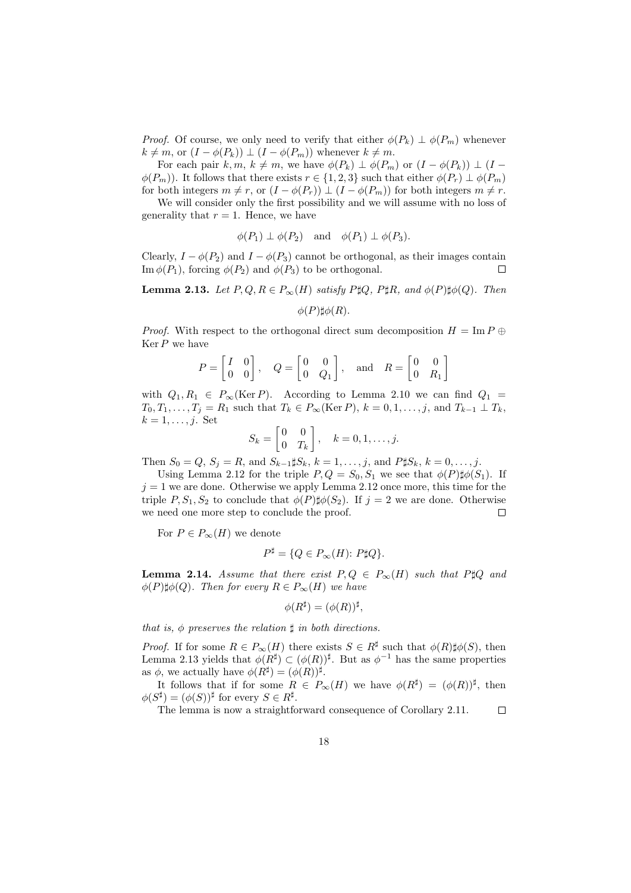*Proof.* Of course, we only need to verify that either $\phi(P_k) \perp \phi(P_m)$ whenever $k \neq m$, or $(I - \phi(P_k)) \perp (I - \phi(P_m))$ whenever $k \neq m$.

For each pair $k, m$, $k \neq m$, we have $\phi(P_k) \perp \phi(P_m)$ or $(I - \phi(P_k)) \perp (I - \phi(P_m))$. It follows that there exists $r \in \{1, 2, 3\}$ such that either $\phi(P_r) \perp \phi(P_m)$ for both integers $m \neq r$, or $(I - \phi(P_r)) \perp (I - \phi(P_m))$ for both integers $m \neq r$.

We will consider only the first possibility and we will assume with no loss of generality that $r = 1$. Hence, we have

$$\phi(P_1) \perp \phi(P_2) \quad \text{and} \quad \phi(P_1) \perp \phi(P_3).$$

Clearly, $I - \phi(P_2)$ and $I - \phi(P_3)$ cannot be orthogonal, as their images contain $\operatorname{Im} \phi(P_1)$, forcing $\phi(P_2)$ and $\phi(P_3)$ to be orthogonal. $\square$

**Lemma 2.13.** *Let $P, Q, R \in P_\infty(H)$ satisfy $P \sharp Q$, $P \sharp R$, and $\phi(P) \sharp \phi(Q)$. Then*

$$\phi(P) \sharp \phi(R).$$

*Proof.* With respect to the orthogonal direct sum decomposition $H = \operatorname{Im} P \oplus \operatorname{Ker} P$ we have

$$P = \begin{bmatrix} I & 0 \\ 0 & 0 \end{bmatrix}, \quad Q = \begin{bmatrix} 0 & 0 \\ 0 & Q_1 \end{bmatrix}, \quad \text{and} \quad R = \begin{bmatrix} 0 & 0 \\ 0 & R_1 \end{bmatrix}$$

with $Q_1, R_1 \in P_\infty(\operatorname{Ker} P)$. According to Lemma 2.10 we can find $Q_1 = T_0, T_1, \ldots, T_j = R_1$ such that $T_k \in P_\infty(\operatorname{Ker} P)$, $k = 0, 1, \ldots, j$, and $T_{k-1} \perp T_k$, $k = 1, \ldots, j$. Set

$$S_k = \begin{bmatrix} 0 & 0 \\ 0 & T_k \end{bmatrix}, \quad k = 0, 1, \ldots, j.$$

Then $S_0 = Q$, $S_j = R$, and $S_{k-1} \sharp S_k$, $k = 1, \ldots, j$, and $P \sharp S_k$, $k = 0, \ldots, j$.

Using Lemma 2.12 for the triple $P, Q = S_0, S_1$ we see that $\phi(P) \sharp \phi(S_1)$. If $j = 1$ we are done. Otherwise we apply Lemma 2.12 once more, this time for the triple $P, S_1, S_2$ to conclude that $\phi(P) \sharp \phi(S_2)$. If $j = 2$ we are done. Otherwise we need one more step to conclude the proof. $\square$

For $P \in P_\infty(H)$ we denote

$$P^\sharp = \{Q \in P_\infty(H) \colon P \sharp Q\}.$$

**Lemma 2.14.** *Assume that there exist $P, Q \in P_\infty(H)$ such that $P \sharp Q$ and $\phi(P) \sharp \phi(Q)$. Then for every $R \in P_\infty(H)$ we have*

$$\phi(R^\sharp) = (\phi(R))^\sharp,$$

*that is, $\phi$ preserves the relation $\sharp$ in both directions.*

*Proof.* If for some $R \in P_\infty(H)$ there exists $S \in R^\sharp$ such that $\phi(R) \sharp \phi(S)$, then Lemma 2.13 yields that $\phi(R^\sharp) \subset (\phi(R))^\sharp$. But as $\phi^{-1}$ has the same properties as $\phi$, we actually have $\phi(R^\sharp) = (\phi(R))^\sharp$.

It follows that if for some $R \in P_\infty(H)$ we have $\phi(R^\sharp) = (\phi(R))^\sharp$, then $\phi(S^\sharp) = (\phi(S))^\sharp$ for every $S \in R^\sharp$.

The lemma is now a straightforward consequence of Corollary 2.11. $\square$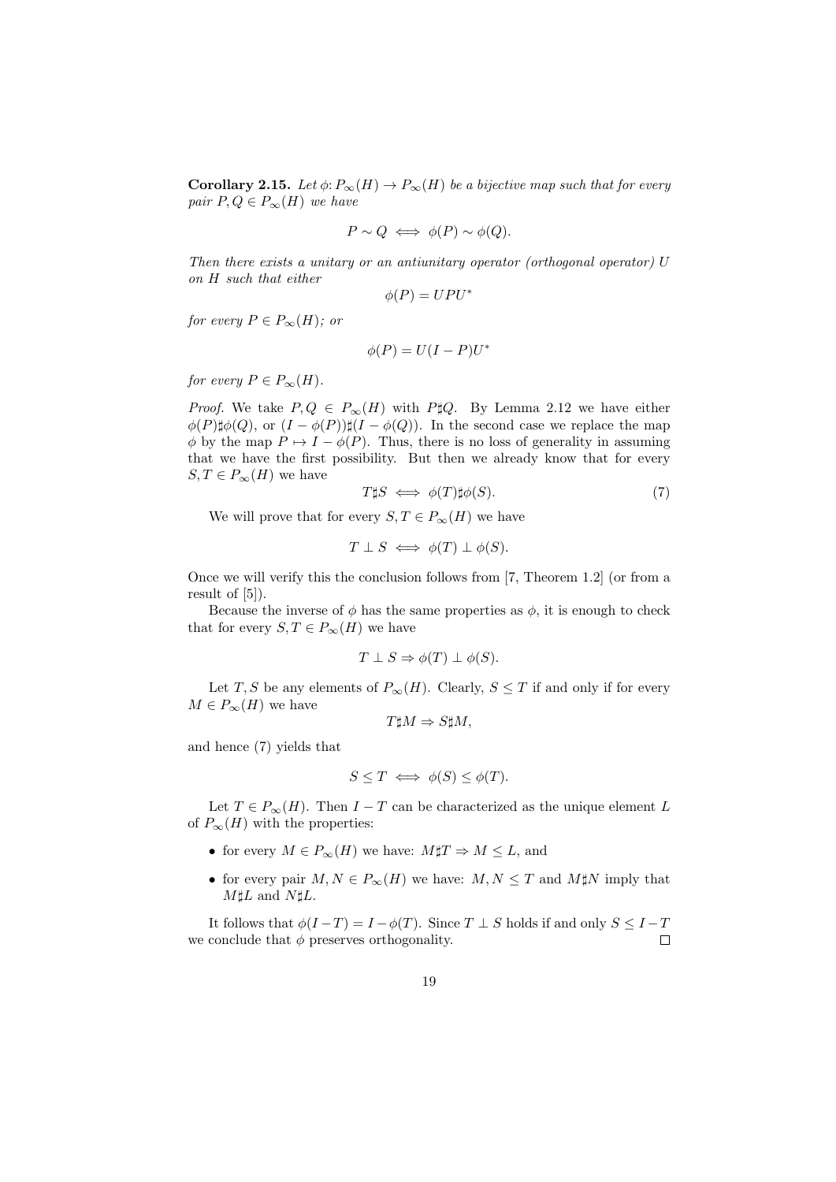**Corollary 2.15.** *Let $\phi\colon P_\infty(H) \to P_\infty(H)$ be a bijective map such that for every pair $P, Q \in P_\infty(H)$ we have*

$$P \sim Q \iff \phi(P) \sim \phi(Q).$$

*Then there exists a unitary or an antiunitary operator (orthogonal operator) $U$ on $H$ such that either*

$$\phi(P) = UPU^*$$

*for every $P \in P_\infty(H)$; or*

$$\phi(P) = U(I - P)U^*$$

*for every $P \in P_\infty(H)$.*

*Proof.* We take $P, Q \in P_\infty(H)$ with $P \sharp Q$. By Lemma 2.12 we have either $\phi(P) \sharp \phi(Q)$, or $(I - \phi(P)) \sharp (I - \phi(Q))$. In the second case we replace the map $\phi$ by the map $P \mapsto I - \phi(P)$. Thus, there is no loss of generality in assuming that we have the first possibility. But then we already know that for every $S, T \in P_\infty(H)$ we have

$$T \sharp S \iff \phi(T) \sharp \phi(S). \tag{7}$$

We will prove that for every $S, T \in P_\infty(H)$ we have

$$T \perp S \iff \phi(T) \perp \phi(S).$$

Once we will verify this the conclusion follows from [7, Theorem 1.2] (or from a result of [5]).

Because the inverse of $\phi$ has the same properties as $\phi$, it is enough to check that for every $S, T \in P_\infty(H)$ we have

$$T \perp S \Rightarrow \phi(T) \perp \phi(S).$$

Let $T, S$ be any elements of $P_\infty(H)$. Clearly, $S \le T$ if and only if for every $M \in P_\infty(H)$ we have

$$T \sharp M \Rightarrow S \sharp M,$$

and hence (7) yields that

$$S \le T \iff \phi(S) \le \phi(T).$$

Let $T \in P_\infty(H)$. Then $I - T$ can be characterized as the unique element $L$ of $P_\infty(H)$ with the properties:

- for every $M \in P_\infty(H)$ we have: $M \sharp T \Rightarrow M \le L$, and
- for every pair $M, N \in P_\infty(H)$ we have: $M, N \le T$ and $M \sharp N$ imply that $M \sharp L$ and $N \sharp L$.

It follows that $\phi(I - T) = I - \phi(T)$. Since $T \perp S$ holds if and only $S \le I - T$ we conclude that $\phi$ preserves orthogonality. $\square$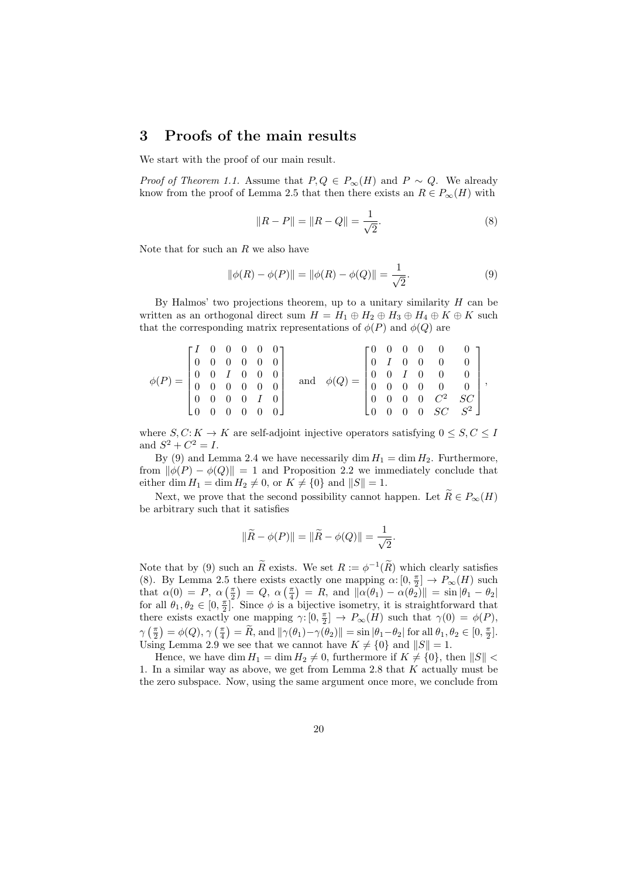## 3 Proofs of the main results

We start with the proof of our main result.

*Proof of Theorem 1.1.* Assume that $P, Q \in P_\infty(H)$ and $P \sim Q$. We already know from the proof of Lemma 2.5 that then there exists an $R \in P_\infty(H)$ with

$$\|R - P\| = \|R - Q\| = \frac{1}{\sqrt{2}}. \tag{8}$$

Note that for such an $R$ we also have

$$\|\phi(R) - \phi(P)\| = \|\phi(R) - \phi(Q)\| = \frac{1}{\sqrt{2}}. \tag{9}$$

By Halmos' two projections theorem, up to a unitary similarity $H$ can be written as an orthogonal direct sum $H = H_1 \oplus H_2 \oplus H_3 \oplus H_4 \oplus K \oplus K$ such that the corresponding matrix representations of $\phi(P)$ and $\phi(Q)$ are

$$\phi(P) = \begin{bmatrix} I & 0 & 0 & 0 & 0 & 0 \\ 0 & 0 & 0 & 0 & 0 & 0 \\ 0 & 0 & I & 0 & 0 & 0 \\ 0 & 0 & 0 & 0 & 0 & 0 \\ 0 & 0 & 0 & 0 & I & 0 \\ 0 & 0 & 0 & 0 & 0 & 0 \end{bmatrix} \quad \text{and} \quad \phi(Q) = \begin{bmatrix} 0 & 0 & 0 & 0 & 0 & 0 \\ 0 & I & 0 & 0 & 0 & 0 \\ 0 & 0 & I & 0 & 0 & 0 \\ 0 & 0 & 0 & 0 & 0 & 0 \\ 0 & 0 & 0 & 0 & C^2 & SC \\ 0 & 0 & 0 & 0 & SC & S^2 \end{bmatrix},$$

where $S, C \colon K \to K$ are self-adjoint injective operators satisfying $0 \leq S, C \leq I$ and $S^2 + C^2 = I$.

By (9) and Lemma 2.4 we have necessarily $\dim H_1 = \dim H_2$. Furthermore, from $\|\phi(P) - \phi(Q)\| = 1$ and Proposition 2.2 we immediately conclude that either $\dim H_1 = \dim H_2 \neq 0$, or $K \neq \{0\}$ and $\|S\| = 1$.

Next, we prove that the second possibility cannot happen. Let $\widetilde{R} \in P_\infty(H)$ be arbitrary such that it satisfies

$$\|\widetilde{R} - \phi(P)\| = \|\widetilde{R} - \phi(Q)\| = \frac{1}{\sqrt{2}}.$$

Note that by (9) such an $\widetilde{R}$ exists. We set $R := \phi^{-1}(\widetilde{R})$ which clearly satisfies (8). By Lemma 2.5 there exists exactly one mapping $\alpha \colon [0, \frac{\pi}{2}] \to P_\infty(H)$ such that $\alpha(0) = P$, $\alpha\left(\frac{\pi}{2}\right) = Q$, $\alpha\left(\frac{\pi}{4}\right) = R$, and $\|\alpha(\theta_1) - \alpha(\theta_2)\| = \sin|\theta_1 - \theta_2|$ for all $\theta_1, \theta_2 \in [0, \frac{\pi}{2}]$. Since $\phi$ is a bijective isometry, it is straightforward that there exists exactly one mapping $\gamma \colon [0, \frac{\pi}{2}] \to P_\infty(H)$ such that $\gamma(0) = \phi(P)$, $\gamma\left(\frac{\pi}{2}\right) = \phi(Q)$, $\gamma\left(\frac{\pi}{4}\right) = \widetilde{R}$, and $\|\gamma(\theta_1) - \gamma(\theta_2)\| = \sin|\theta_1 - \theta_2|$ for all $\theta_1, \theta_2 \in [0, \frac{\pi}{2}]$. Using Lemma 2.9 we see that we cannot have $K \neq \{0\}$ and $\|S\| = 1$.

Hence, we have $\dim H_1 = \dim H_2 \neq 0$, furthermore if $K \neq \{0\}$, then $\|S\| < 1$. In a similar way as above, we get from Lemma 2.8 that $K$ actually must be the zero subspace. Now, using the same argument once more, we conclude from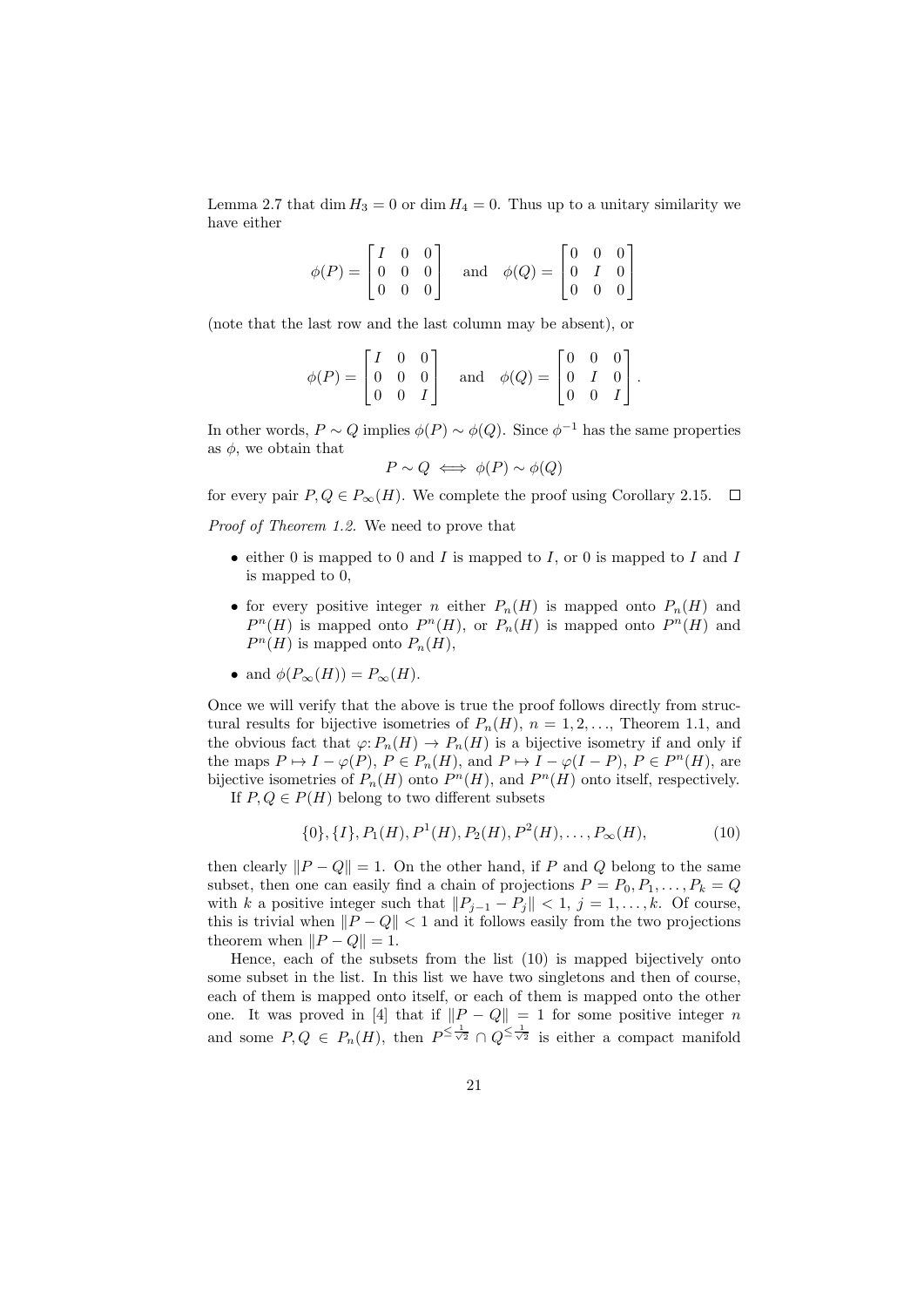Lemma 2.7 that $\dim H_3 = 0$ or $\dim H_4 = 0$. Thus up to a unitary similarity we have either

$$\phi(P) = \begin{bmatrix} I & 0 & 0 \\ 0 & 0 & 0 \\ 0 & 0 & 0 \end{bmatrix} \quad \text{and} \quad \phi(Q) = \begin{bmatrix} 0 & 0 & 0 \\ 0 & I & 0 \\ 0 & 0 & 0 \end{bmatrix}$$

(note that the last row and the last column may be absent), or

$$\phi(P) = \begin{bmatrix} I & 0 & 0 \\ 0 & 0 & 0 \\ 0 & 0 & I \end{bmatrix} \quad \text{and} \quad \phi(Q) = \begin{bmatrix} 0 & 0 & 0 \\ 0 & I & 0 \\ 0 & 0 & I \end{bmatrix}.$$

In other words, $P \sim Q$ implies $\phi(P) \sim \phi(Q)$. Since $\phi^{-1}$ has the same properties as $\phi$, we obtain that

$$P \sim Q \iff \phi(P) \sim \phi(Q)$$

for every pair $P, Q \in P_\infty(H)$. We complete the proof using Corollary 2.15. $\square$

*Proof of Theorem 1.2.* We need to prove that

- either 0 is mapped to 0 and $I$ is mapped to $I$, or 0 is mapped to $I$ and $I$ is mapped to 0,
- for every positive integer $n$ either $P_n(H)$ is mapped onto $P_n(H)$ and $P^n(H)$ is mapped onto $P^n(H)$, or $P_n(H)$ is mapped onto $P^n(H)$ and $P^n(H)$ is mapped onto $P_n(H)$,
- and $\phi(P_\infty(H)) = P_\infty(H)$.

Once we will verify that the above is true the proof follows directly from structural results for bijective isometries of $P_n(H)$, $n = 1, 2, \ldots$, Theorem 1.1, and the obvious fact that $\varphi \colon P_n(H) \to P_n(H)$ is a bijective isometry if and only if the maps $P \mapsto I - \varphi(P)$, $P \in P_n(H)$, and $P \mapsto I - \varphi(I - P)$, $P \in P^n(H)$, are bijective isometries of $P_n(H)$ onto $P^n(H)$, and $P^n(H)$ onto itself, respectively.

If $P, Q \in P(H)$ belong to two different subsets

$$\{0\}, \{I\}, P_1(H), P^1(H), P_2(H), P^2(H), \ldots, P_\infty(H), \tag{10}$$

then clearly $\|P - Q\| = 1$. On the other hand, if $P$ and $Q$ belong to the same subset, then one can easily find a chain of projections $P = P_0, P_1, \ldots, P_k = Q$ with $k$ a positive integer such that $\|P_{j-1} - P_j\| < 1$, $j = 1, \ldots, k$. Of course, this is trivial when $\|P - Q\| < 1$ and it follows easily from the two projections theorem when $\|P - Q\| = 1$.

Hence, each of the subsets from the list (10) is mapped bijectively onto some subset in the list. In this list we have two singletons and then of course, each of them is mapped onto itself, or each of them is mapped onto the other one. It was proved in [4] that if $\|P - Q\| = 1$ for some positive integer $n$ and some $P, Q \in P_n(H)$, then $P^{\leq \frac{1}{\sqrt{2}}} \cap Q^{\leq \frac{1}{\sqrt{2}}}$ is either a compact manifold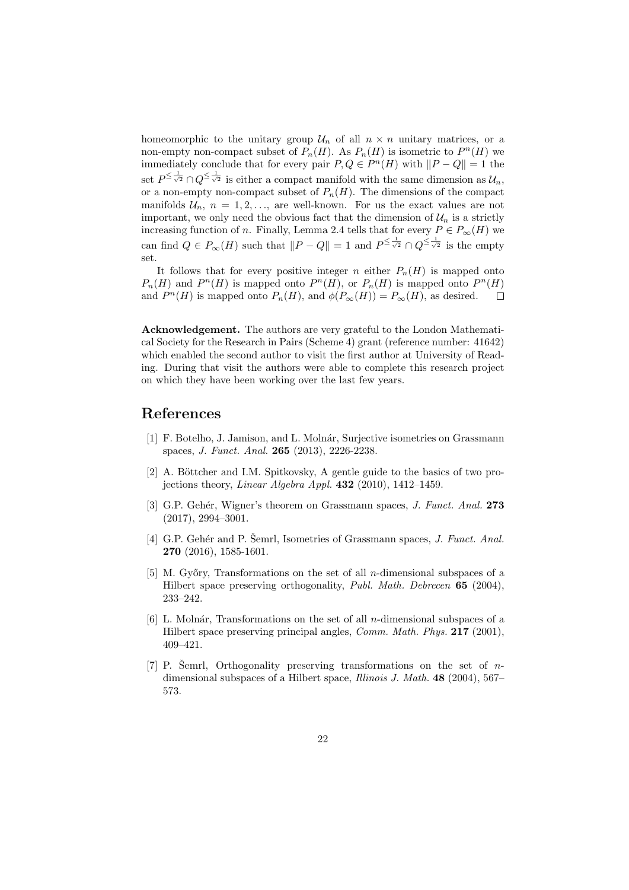homeomorphic to the unitary group $\mathcal{U}_n$ of all $n \times n$ unitary matrices, or a non-empty non-compact subset of $P_n(H)$. As $P_n(H)$ is isometric to $P^n(H)$ we immediately conclude that for every pair $P, Q \in P^n(H)$ with $\|P - Q\| = 1$ the set $P^{\leq \frac{1}{\sqrt{2}}} \cap Q^{\leq \frac{1}{\sqrt{2}}}$ is either a compact manifold with the same dimension as $\mathcal{U}_n$, or a non-empty non-compact subset of $P_n(H)$. The dimensions of the compact manifolds $\mathcal{U}_n$, $n = 1, 2, \ldots$, are well-known. For us the exact values are not important, we only need the obvious fact that the dimension of $\mathcal{U}_n$ is a strictly increasing function of $n$. Finally, Lemma 2.4 tells that for every $P \in P_\infty(H)$ we can find $Q \in P_\infty(H)$ such that $\|P - Q\| = 1$ and $P^{\leq \frac{1}{\sqrt{2}}} \cap Q^{\leq \frac{1}{\sqrt{2}}}$ is the empty set.

It follows that for every positive integer $n$ either $P_n(H)$ is mapped onto $P_n(H)$ and $P^n(H)$ is mapped onto $P^n(H)$, or $P_n(H)$ is mapped onto $P^n(H)$ and $P^n(H)$ is mapped onto $P_n(H)$, and $\phi(P_\infty(H)) = P_\infty(H)$, as desired. $\square$

**Acknowledgement.** The authors are very grateful to the London Mathematical Society for the Research in Pairs (Scheme 4) grant (reference number: 41642) which enabled the second author to visit the first author at University of Reading. During that visit the authors were able to complete this research project on which they have been working over the last few years.

# References

[1] F. Botelho, J. Jamison, and L. Molnár, Surjective isometries on Grassmann spaces, *J. Funct. Anal.* **265** (2013), 2226-2238.

[2] A. Böttcher and I.M. Spitkovsky, A gentle guide to the basics of two projections theory, *Linear Algebra Appl.* **432** (2010), 1412–1459.

[3] G.P. Gehér, Wigner's theorem on Grassmann spaces, *J. Funct. Anal.* **273** (2017), 2994–3001.

[4] G.P. Gehér and P. Šemrl, Isometries of Grassmann spaces, *J. Funct. Anal.* **270** (2016), 1585-1601.

[5] M. Győry, Transformations on the set of all $n$-dimensional subspaces of a Hilbert space preserving orthogonality, *Publ. Math. Debrecen* **65** (2004), 233–242.

[6] L. Molnár, Transformations on the set of all $n$-dimensional subspaces of a Hilbert space preserving principal angles, *Comm. Math. Phys.* **217** (2001), 409–421.

[7] P. Šemrl, Orthogonality preserving transformations on the set of $n$-dimensional subspaces of a Hilbert space, *Illinois J. Math.* **48** (2004), 567–573.